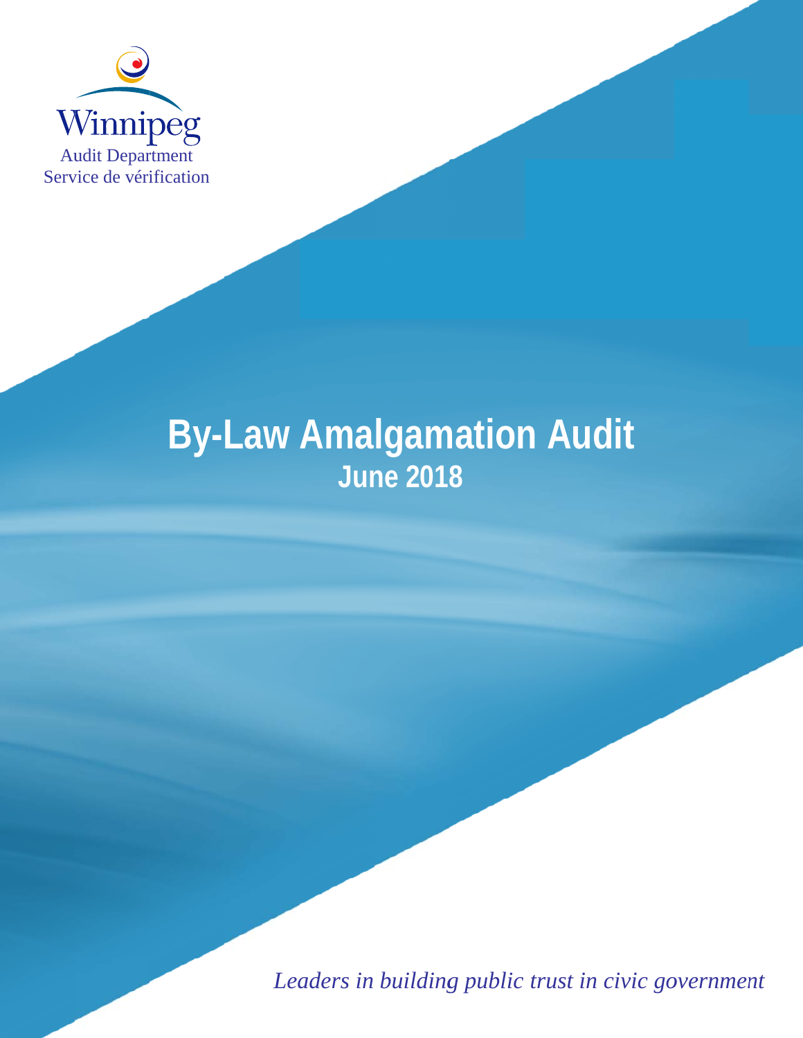Winnipeg
Audit Department
Service de vérification

# By-Law Amalgamation Audit

## June 2018

*Leaders in building public trust in civic government*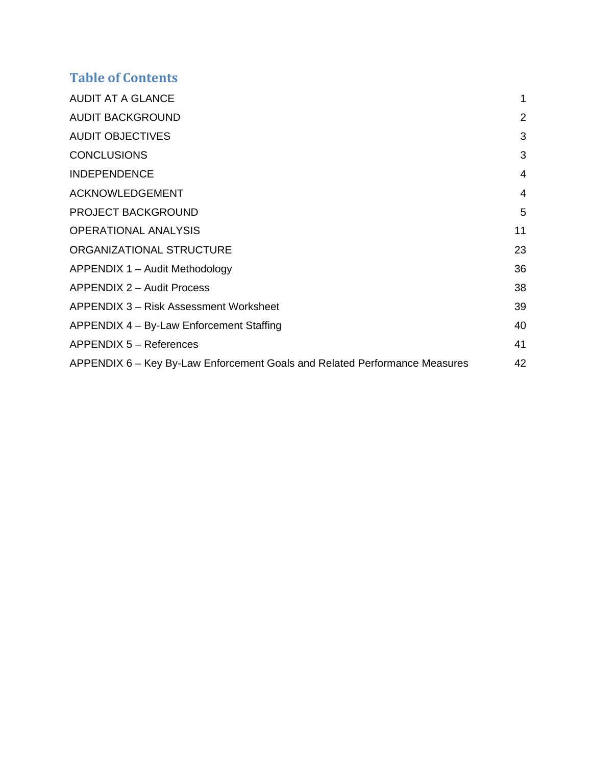## Table of Contents

| | |
|---|---|
| AUDIT AT A GLANCE | 1 |
| AUDIT BACKGROUND | 2 |
| AUDIT OBJECTIVES | 3 |
| CONCLUSIONS | 3 |
| INDEPENDENCE | 4 |
| ACKNOWLEDGEMENT | 4 |
| PROJECT BACKGROUND | 5 |
| OPERATIONAL ANALYSIS | 11 |
| ORGANIZATIONAL STRUCTURE | 23 |
| APPENDIX 1 – Audit Methodology | 36 |
| APPENDIX 2 – Audit Process | 38 |
| APPENDIX 3 – Risk Assessment Worksheet | 39 |
| APPENDIX 4 – By-Law Enforcement Staffing | 40 |
| APPENDIX 5 – References | 41 |
| APPENDIX 6 – Key By-Law Enforcement Goals and Related Performance Measures | 42 |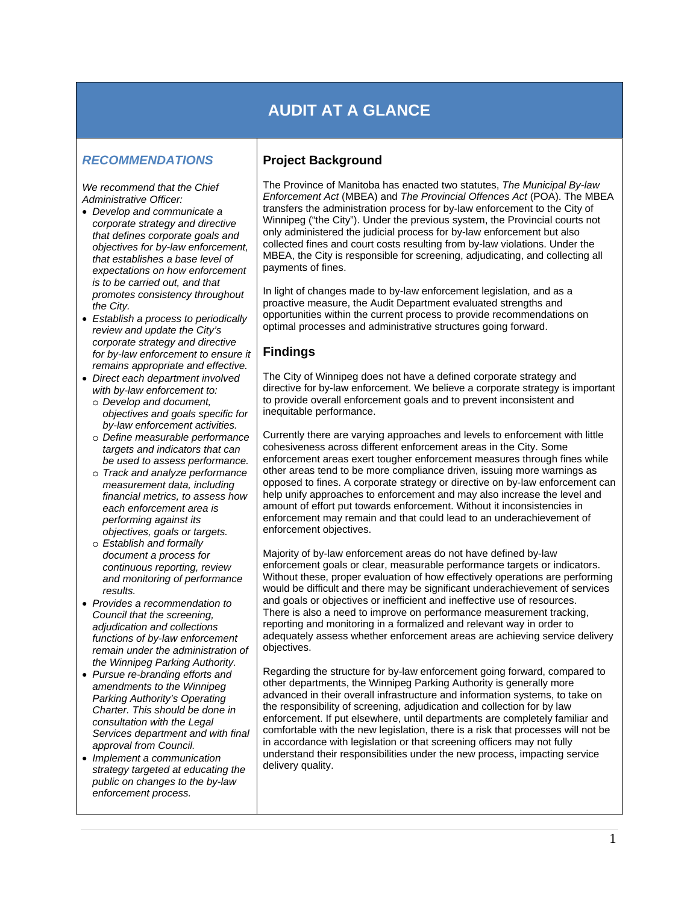# AUDIT AT A GLANCE

## *RECOMMENDATIONS*

*We recommend that the Chief Administrative Officer:*

- *Develop and communicate a corporate strategy and directive that defines corporate goals and objectives for by-law enforcement, that establishes a base level of expectations on how enforcement is to be carried out, and that promotes consistency throughout the City.*
- *Establish a process to periodically review and update the City's corporate strategy and directive for by-law enforcement to ensure it remains appropriate and effective.*
- *Direct each department involved with by-law enforcement to:*
  - *Develop and document, objectives and goals specific for by-law enforcement activities.*
  - *Define measurable performance targets and indicators that can be used to assess performance.*
  - *Track and analyze performance measurement data, including financial metrics, to assess how each enforcement area is performing against its objectives, goals or targets.*
  - *Establish and formally document a process for continuous reporting, review and monitoring of performance results.*
- *Provides a recommendation to Council that the screening, adjudication and collections functions of by-law enforcement remain under the administration of the Winnipeg Parking Authority.*
- *Pursue re-branding efforts and amendments to the Winnipeg Parking Authority's Operating Charter. This should be done in consultation with the Legal Services department and with final approval from Council.*
- *Implement a communication strategy targeted at educating the public on changes to the by-law enforcement process.*

## Project Background

The Province of Manitoba has enacted two statutes, *The Municipal By-law Enforcement Act* (MBEA) and *The Provincial Offences Act* (POA). The MBEA transfers the administration process for by-law enforcement to the City of Winnipeg ("the City"). Under the previous system, the Provincial courts not only administered the judicial process for by-law enforcement but also collected fines and court costs resulting from by-law violations. Under the MBEA, the City is responsible for screening, adjudicating, and collecting all payments of fines.

In light of changes made to by-law enforcement legislation, and as a proactive measure, the Audit Department evaluated strengths and opportunities within the current process to provide recommendations on optimal processes and administrative structures going forward.

## Findings

The City of Winnipeg does not have a defined corporate strategy and directive for by-law enforcement. We believe a corporate strategy is important to provide overall enforcement goals and to prevent inconsistent and inequitable performance.

Currently there are varying approaches and levels to enforcement with little cohesiveness across different enforcement areas in the City. Some enforcement areas exert tougher enforcement measures through fines while other areas tend to be more compliance driven, issuing more warnings as opposed to fines. A corporate strategy or directive on by-law enforcement can help unify approaches to enforcement and may also increase the level and amount of effort put towards enforcement. Without it inconsistencies in enforcement may remain and that could lead to an underachievement of enforcement objectives.

Majority of by-law enforcement areas do not have defined by-law enforcement goals or clear, measurable performance targets or indicators. Without these, proper evaluation of how effectively operations are performing would be difficult and there may be significant underachievement of services and goals or objectives or inefficient and ineffective use of resources. There is also a need to improve on performance measurement tracking, reporting and monitoring in a formalized and relevant way in order to adequately assess whether enforcement areas are achieving service delivery objectives.

Regarding the structure for by-law enforcement going forward, compared to other departments, the Winnipeg Parking Authority is generally more advanced in their overall infrastructure and information systems, to take on the responsibility of screening, adjudication and collection for by law enforcement. If put elsewhere, until departments are completely familiar and comfortable with the new legislation, there is a risk that processes will not be in accordance with legislation or that screening officers may not fully understand their responsibilities under the new process, impacting service delivery quality.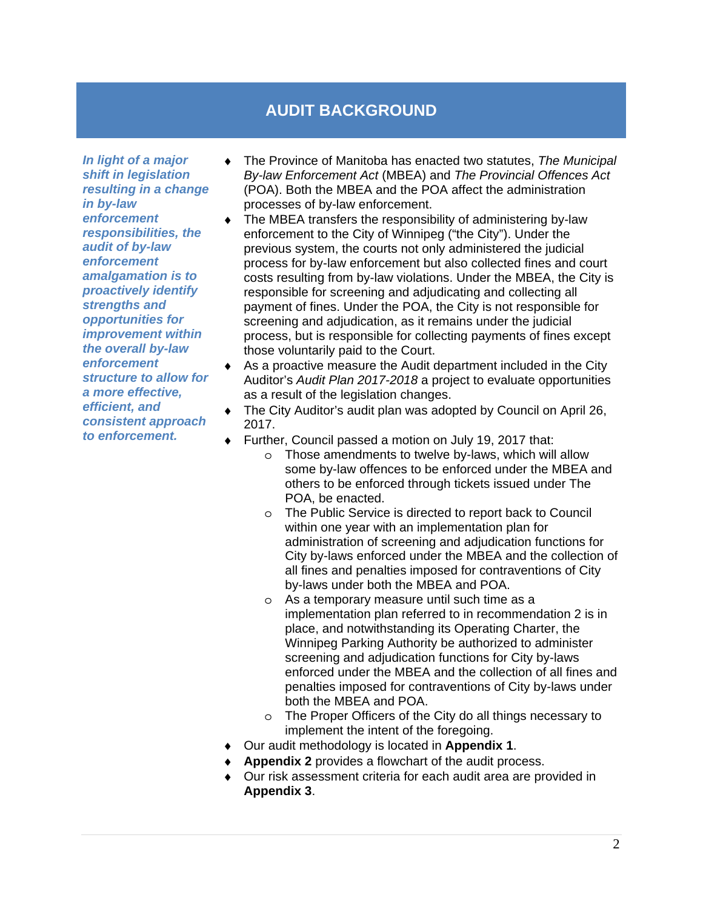## AUDIT BACKGROUND

***In light of a major shift in legislation resulting in a change in by-law enforcement responsibilities, the audit of by-law enforcement amalgamation is to proactively identify strengths and opportunities for improvement within the overall by-law enforcement structure to allow for a more effective, efficient, and consistent approach to enforcement.***

- The Province of Manitoba has enacted two statutes, *The Municipal By-law Enforcement Act* (MBEA) and *The Provincial Offences Act* (POA). Both the MBEA and the POA affect the administration processes of by-law enforcement.
- The MBEA transfers the responsibility of administering by-law enforcement to the City of Winnipeg ("the City"). Under the previous system, the courts not only administered the judicial process for by-law enforcement but also collected fines and court costs resulting from by-law violations. Under the MBEA, the City is responsible for screening and adjudicating and collecting all payment of fines. Under the POA, the City is not responsible for screening and adjudication, as it remains under the judicial process, but is responsible for collecting payments of fines except those voluntarily paid to the Court.
- As a proactive measure the Audit department included in the City Auditor's *Audit Plan 2017-2018* a project to evaluate opportunities as a result of the legislation changes.
- The City Auditor's audit plan was adopted by Council on April 26, 2017.
- Further, Council passed a motion on July 19, 2017 that:
  - Those amendments to twelve by-laws, which will allow some by-law offences to be enforced under the MBEA and others to be enforced through tickets issued under The POA, be enacted.
  - The Public Service is directed to report back to Council within one year with an implementation plan for administration of screening and adjudication functions for City by-laws enforced under the MBEA and the collection of all fines and penalties imposed for contraventions of City by-laws under both the MBEA and POA.
  - As a temporary measure until such time as a implementation plan referred to in recommendation 2 is in place, and notwithstanding its Operating Charter, the Winnipeg Parking Authority be authorized to administer screening and adjudication functions for City by-laws enforced under the MBEA and the collection of all fines and penalties imposed for contraventions of City by-laws under both the MBEA and POA.
  - The Proper Officers of the City do all things necessary to implement the intent of the foregoing.
- Our audit methodology is located in **Appendix 1**.
- **Appendix 2** provides a flowchart of the audit process.
- Our risk assessment criteria for each audit area are provided in **Appendix 3**.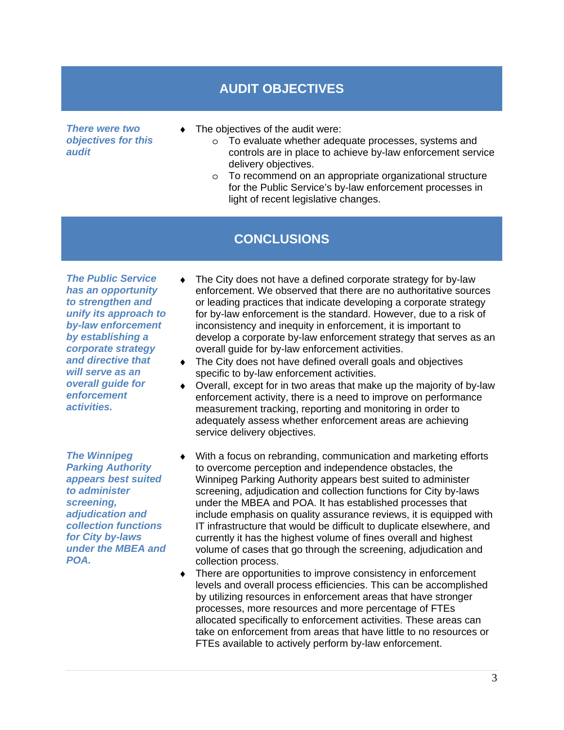## AUDIT OBJECTIVES

***There were two objectives for this audit***

- The objectives of the audit were:
  - To evaluate whether adequate processes, systems and controls are in place to achieve by-law enforcement service delivery objectives.
  - To recommend on an appropriate organizational structure for the Public Service's by-law enforcement processes in light of recent legislative changes.

## CONCLUSIONS

***The Public Service has an opportunity to strengthen and unify its approach to by-law enforcement by establishing a corporate strategy and directive that will serve as an overall guide for enforcement activities.***

- The City does not have a defined corporate strategy for by-law enforcement. We observed that there are no authoritative sources or leading practices that indicate developing a corporate strategy for by-law enforcement is the standard. However, due to a risk of inconsistency and inequity in enforcement, it is important to develop a corporate by-law enforcement strategy that serves as an overall guide for by-law enforcement activities.
- The City does not have defined overall goals and objectives specific to by-law enforcement activities.
- Overall, except for in two areas that make up the majority of by-law enforcement activity, there is a need to improve on performance measurement tracking, reporting and monitoring in order to adequately assess whether enforcement areas are achieving service delivery objectives.

***The Winnipeg Parking Authority appears best suited to administer screening, adjudication and collection functions for City by-laws under the MBEA and POA.***

- With a focus on rebranding, communication and marketing efforts to overcome perception and independence obstacles, the Winnipeg Parking Authority appears best suited to administer screening, adjudication and collection functions for City by-laws under the MBEA and POA. It has established processes that include emphasis on quality assurance reviews, it is equipped with IT infrastructure that would be difficult to duplicate elsewhere, and currently it has the highest volume of fines overall and highest volume of cases that go through the screening, adjudication and collection process.
- There are opportunities to improve consistency in enforcement levels and overall process efficiencies. This can be accomplished by utilizing resources in enforcement areas that have stronger processes, more resources and more percentage of FTEs allocated specifically to enforcement activities. These areas can take on enforcement from areas that have little to no resources or FTEs available to actively perform by-law enforcement.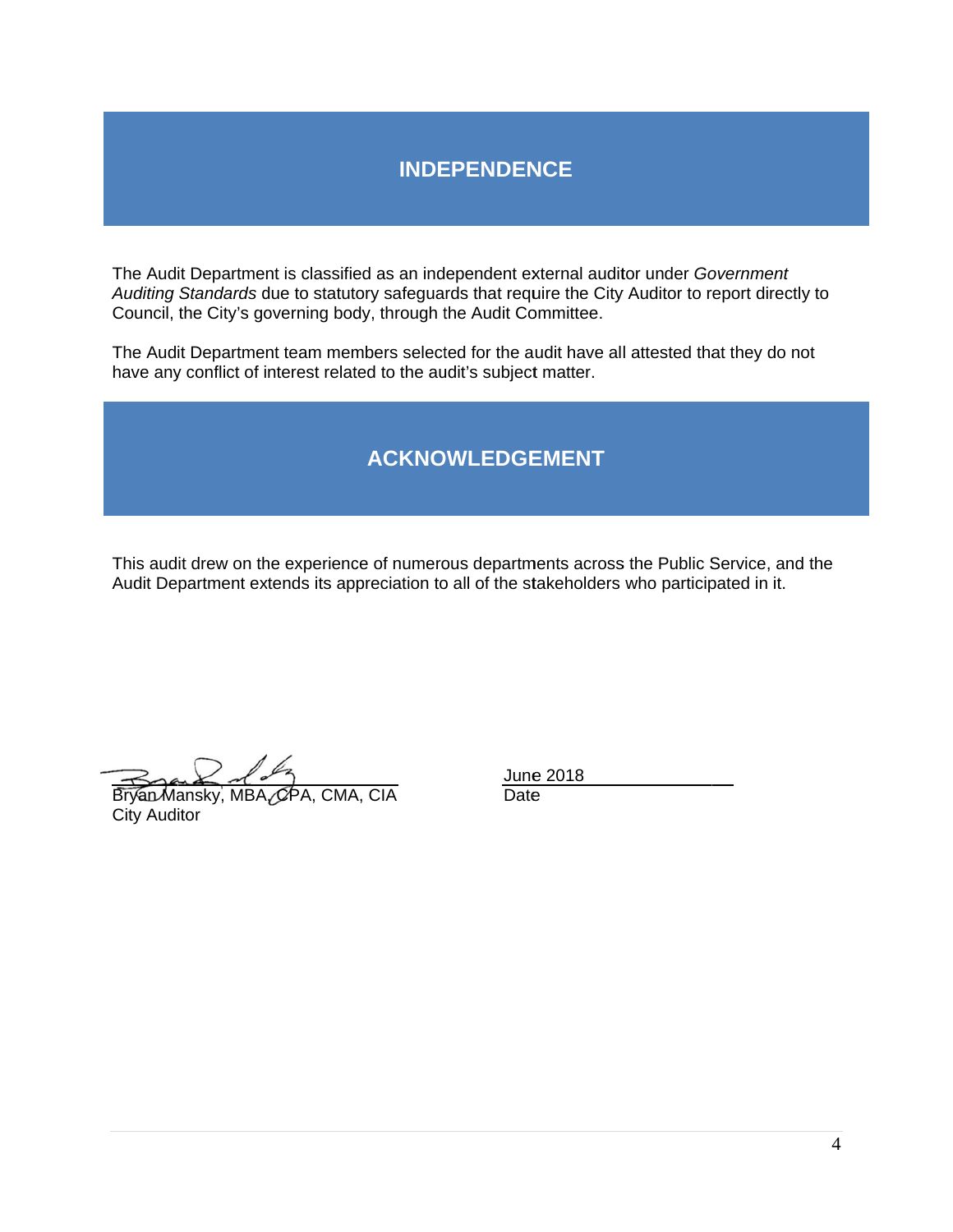## INDEPENDENCE

The Audit Department is classified as an independent external auditor under *Government Auditing Standards* due to statutory safeguards that require the City Auditor to report directly to Council, the City's governing body, through the Audit Committee.

The Audit Department team members selected for the audit have all attested that they do not have any conflict of interest related to the audit's subject matter.

## ACKNOWLEDGEMENT

This audit drew on the experience of numerous departments across the Public Service, and the Audit Department extends its appreciation to all of the stakeholders who participated in it.

Bryan Mansky, MBA, CPA, CMA, CIA
City Auditor

June 2018
Date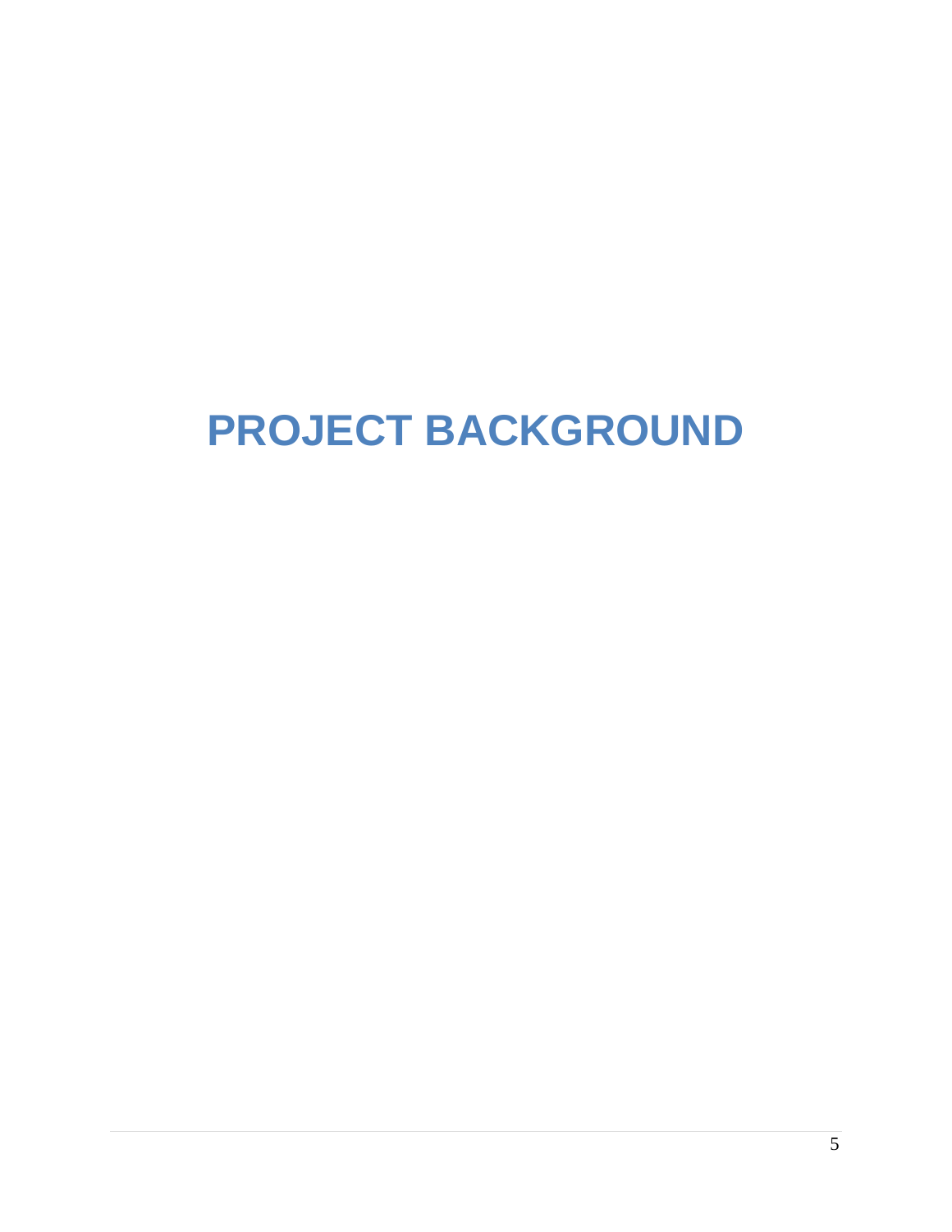# PROJECT BACKGROUND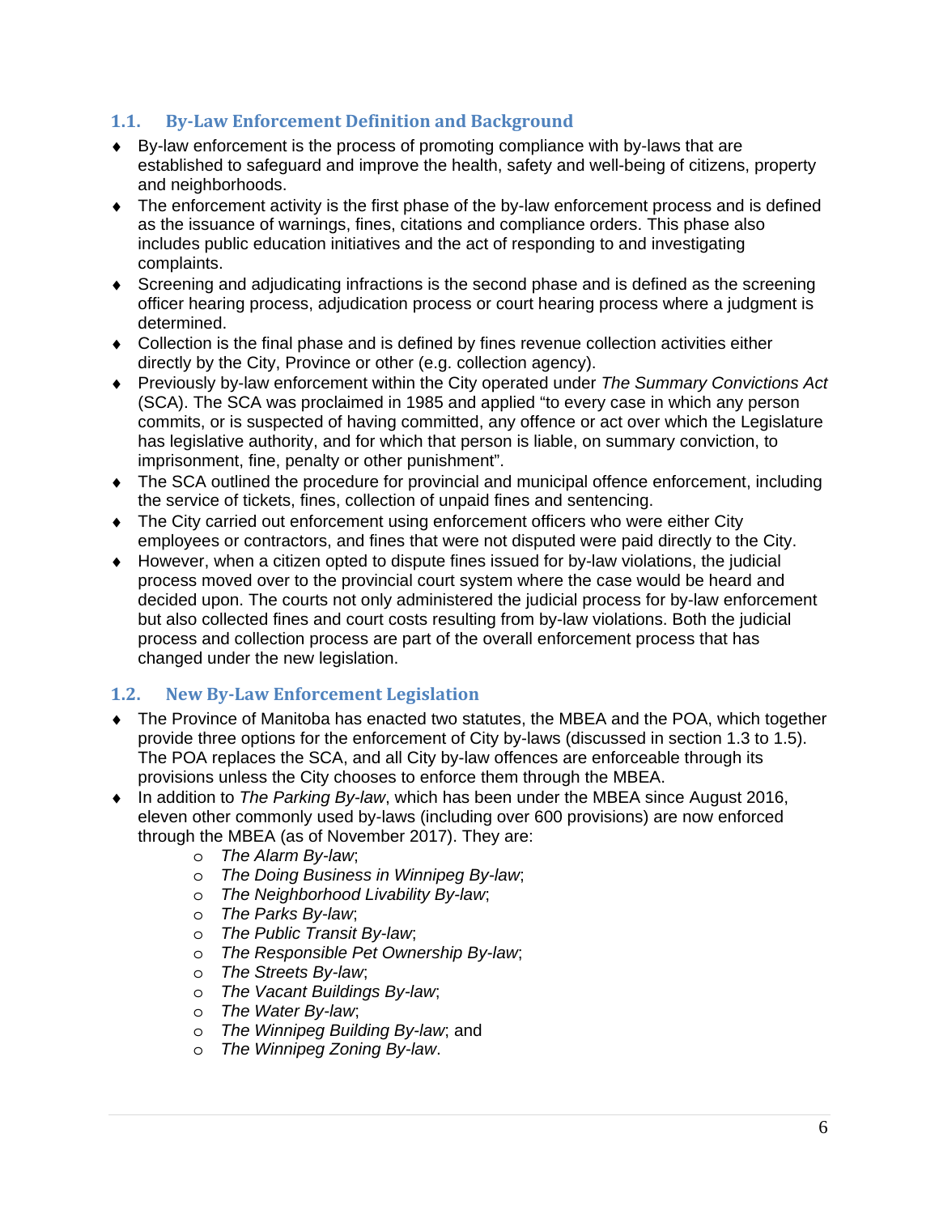## 1.1. By-Law Enforcement Definition and Background

- By-law enforcement is the process of promoting compliance with by-laws that are established to safeguard and improve the health, safety and well-being of citizens, property and neighborhoods.
- The enforcement activity is the first phase of the by-law enforcement process and is defined as the issuance of warnings, fines, citations and compliance orders. This phase also includes public education initiatives and the act of responding to and investigating complaints.
- Screening and adjudicating infractions is the second phase and is defined as the screening officer hearing process, adjudication process or court hearing process where a judgment is determined.
- Collection is the final phase and is defined by fines revenue collection activities either directly by the City, Province or other (e.g. collection agency).
- Previously by-law enforcement within the City operated under *The Summary Convictions Act* (SCA). The SCA was proclaimed in 1985 and applied "to every case in which any person commits, or is suspected of having committed, any offence or act over which the Legislature has legislative authority, and for which that person is liable, on summary conviction, to imprisonment, fine, penalty or other punishment".
- The SCA outlined the procedure for provincial and municipal offence enforcement, including the service of tickets, fines, collection of unpaid fines and sentencing.
- The City carried out enforcement using enforcement officers who were either City employees or contractors, and fines that were not disputed were paid directly to the City.
- However, when a citizen opted to dispute fines issued for by-law violations, the judicial process moved over to the provincial court system where the case would be heard and decided upon. The courts not only administered the judicial process for by-law enforcement but also collected fines and court costs resulting from by-law violations. Both the judicial process and collection process are part of the overall enforcement process that has changed under the new legislation.

## 1.2. New By-Law Enforcement Legislation

- The Province of Manitoba has enacted two statutes, the MBEA and the POA, which together provide three options for the enforcement of City by-laws (discussed in section 1.3 to 1.5). The POA replaces the SCA, and all City by-law offences are enforceable through its provisions unless the City chooses to enforce them through the MBEA.
- In addition to *The Parking By-law*, which has been under the MBEA since August 2016, eleven other commonly used by-laws (including over 600 provisions) are now enforced through the MBEA (as of November 2017). They are:
    - *The Alarm By-law*;
    - *The Doing Business in Winnipeg By-law*;
    - *The Neighborhood Livability By-law*;
    - *The Parks By-law*;
    - *The Public Transit By-law*;
    - *The Responsible Pet Ownership By-law*;
    - *The Streets By-law*;
    - *The Vacant Buildings By-law*;
    - *The Water By-law*;
    - *The Winnipeg Building By-law*; and
    - *The Winnipeg Zoning By-law*.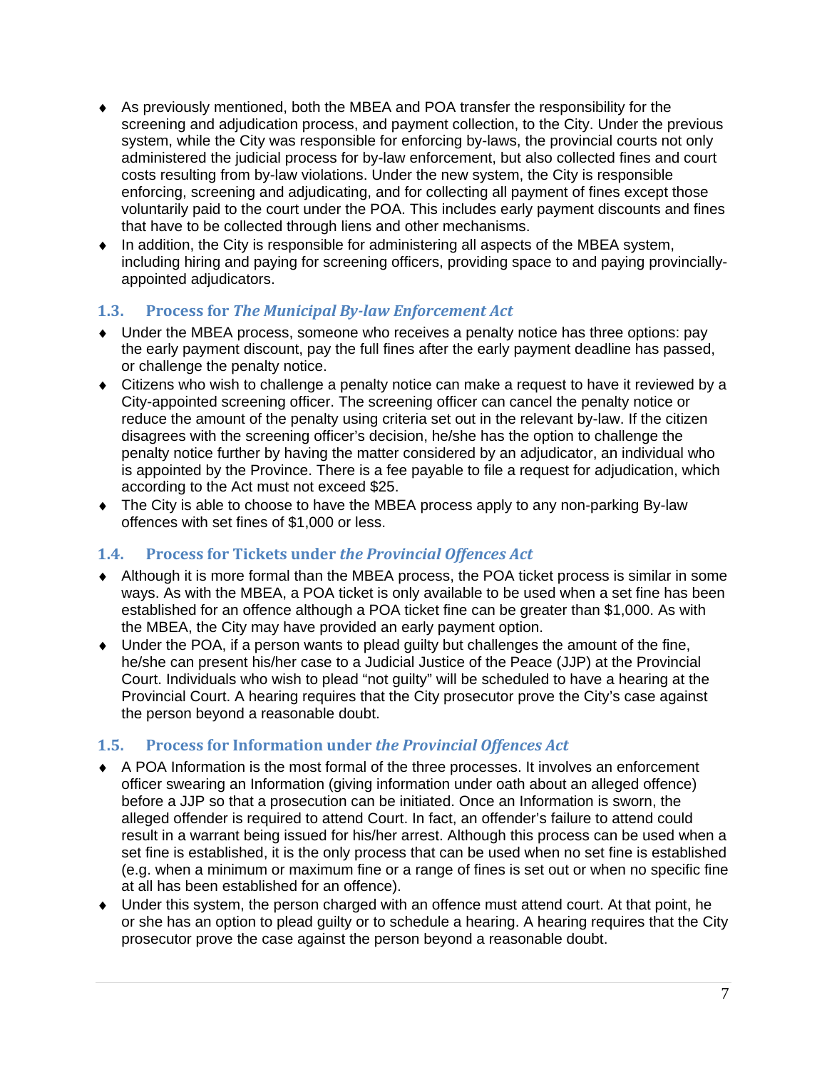- As previously mentioned, both the MBEA and POA transfer the responsibility for the screening and adjudication process, and payment collection, to the City. Under the previous system, while the City was responsible for enforcing by-laws, the provincial courts not only administered the judicial process for by-law enforcement, but also collected fines and court costs resulting from by-law violations. Under the new system, the City is responsible enforcing, screening and adjudicating, and for collecting all payment of fines except those voluntarily paid to the court under the POA. This includes early payment discounts and fines that have to be collected through liens and other mechanisms.
- In addition, the City is responsible for administering all aspects of the MBEA system, including hiring and paying for screening officers, providing space to and paying provincially-appointed adjudicators.

### 1.3. Process for *The Municipal By-law Enforcement Act*

- Under the MBEA process, someone who receives a penalty notice has three options: pay the early payment discount, pay the full fines after the early payment deadline has passed, or challenge the penalty notice.
- Citizens who wish to challenge a penalty notice can make a request to have it reviewed by a City-appointed screening officer. The screening officer can cancel the penalty notice or reduce the amount of the penalty using criteria set out in the relevant by-law. If the citizen disagrees with the screening officer's decision, he/she has the option to challenge the penalty notice further by having the matter considered by an adjudicator, an individual who is appointed by the Province. There is a fee payable to file a request for adjudication, which according to the Act must not exceed $25.
- The City is able to choose to have the MBEA process apply to any non-parking By-law offences with set fines of $1,000 or less.

### 1.4. Process for Tickets under *the Provincial Offences Act*

- Although it is more formal than the MBEA process, the POA ticket process is similar in some ways. As with the MBEA, a POA ticket is only available to be used when a set fine has been established for an offence although a POA ticket fine can be greater than $1,000. As with the MBEA, the City may have provided an early payment option.
- Under the POA, if a person wants to plead guilty but challenges the amount of the fine, he/she can present his/her case to a Judicial Justice of the Peace (JJP) at the Provincial Court. Individuals who wish to plead "not guilty" will be scheduled to have a hearing at the Provincial Court. A hearing requires that the City prosecutor prove the City's case against the person beyond a reasonable doubt.

### 1.5. Process for Information under *the Provincial Offences Act*

- A POA Information is the most formal of the three processes. It involves an enforcement officer swearing an Information (giving information under oath about an alleged offence) before a JJP so that a prosecution can be initiated. Once an Information is sworn, the alleged offender is required to attend Court. In fact, an offender's failure to attend could result in a warrant being issued for his/her arrest. Although this process can be used when a set fine is established, it is the only process that can be used when no set fine is established (e.g. when a minimum or maximum fine or a range of fines is set out or when no specific fine at all has been established for an offence).
- Under this system, the person charged with an offence must attend court. At that point, he or she has an option to plead guilty or to schedule a hearing. A hearing requires that the City prosecutor prove the case against the person beyond a reasonable doubt.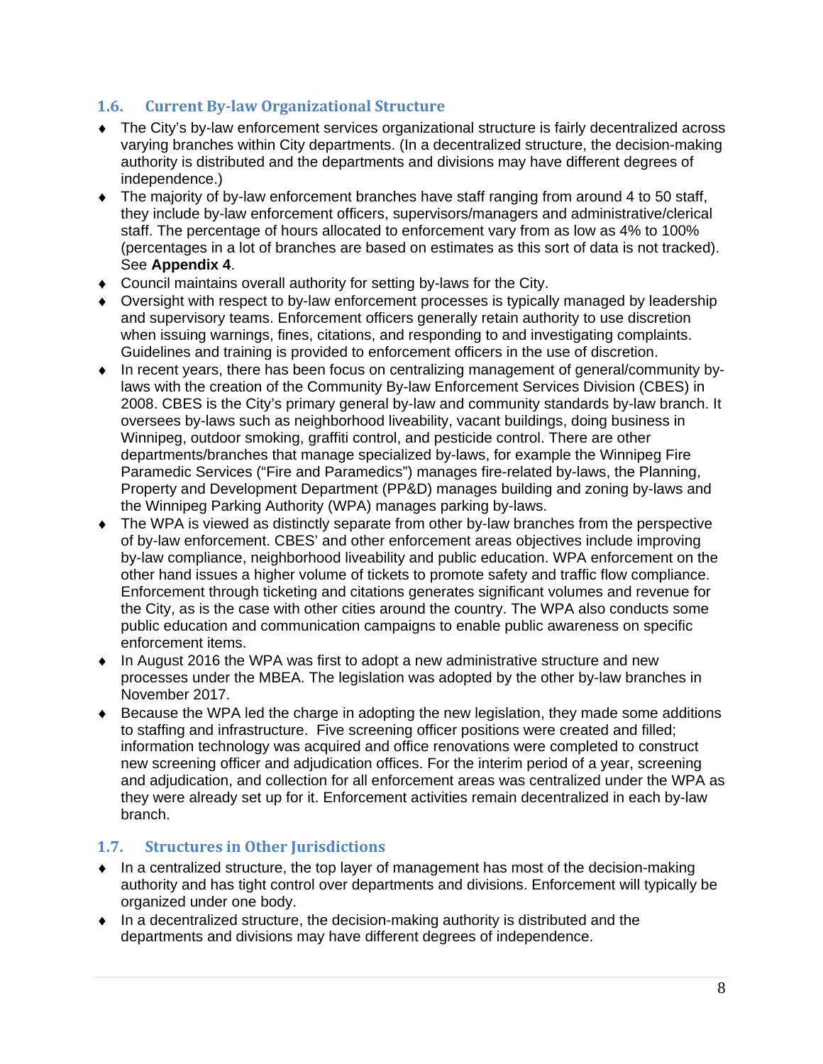## 1.6. Current By-law Organizational Structure

- The City's by-law enforcement services organizational structure is fairly decentralized across varying branches within City departments. (In a decentralized structure, the decision-making authority is distributed and the departments and divisions may have different degrees of independence.)
- The majority of by-law enforcement branches have staff ranging from around 4 to 50 staff, they include by-law enforcement officers, supervisors/managers and administrative/clerical staff. The percentage of hours allocated to enforcement vary from as low as 4% to 100% (percentages in a lot of branches are based on estimates as this sort of data is not tracked). See **Appendix 4**.
- Council maintains overall authority for setting by-laws for the City.
- Oversight with respect to by-law enforcement processes is typically managed by leadership and supervisory teams. Enforcement officers generally retain authority to use discretion when issuing warnings, fines, citations, and responding to and investigating complaints. Guidelines and training is provided to enforcement officers in the use of discretion.
- In recent years, there has been focus on centralizing management of general/community by-laws with the creation of the Community By-law Enforcement Services Division (CBES) in 2008. CBES is the City's primary general by-law and community standards by-law branch. It oversees by-laws such as neighborhood liveability, vacant buildings, doing business in Winnipeg, outdoor smoking, graffiti control, and pesticide control. There are other departments/branches that manage specialized by-laws, for example the Winnipeg Fire Paramedic Services ("Fire and Paramedics") manages fire-related by-laws, the Planning, Property and Development Department (PP&D) manages building and zoning by-laws and the Winnipeg Parking Authority (WPA) manages parking by-laws.
- The WPA is viewed as distinctly separate from other by-law branches from the perspective of by-law enforcement. CBES' and other enforcement areas objectives include improving by-law compliance, neighborhood liveability and public education. WPA enforcement on the other hand issues a higher volume of tickets to promote safety and traffic flow compliance. Enforcement through ticketing and citations generates significant volumes and revenue for the City, as is the case with other cities around the country. The WPA also conducts some public education and communication campaigns to enable public awareness on specific enforcement items.
- In August 2016 the WPA was first to adopt a new administrative structure and new processes under the MBEA. The legislation was adopted by the other by-law branches in November 2017.
- Because the WPA led the charge in adopting the new legislation, they made some additions to staffing and infrastructure. Five screening officer positions were created and filled; information technology was acquired and office renovations were completed to construct new screening officer and adjudication offices. For the interim period of a year, screening and adjudication, and collection for all enforcement areas was centralized under the WPA as they were already set up for it. Enforcement activities remain decentralized in each by-law branch.

## 1.7. Structures in Other Jurisdictions

- In a centralized structure, the top layer of management has most of the decision-making authority and has tight control over departments and divisions. Enforcement will typically be organized under one body.
- In a decentralized structure, the decision-making authority is distributed and the departments and divisions may have different degrees of independence.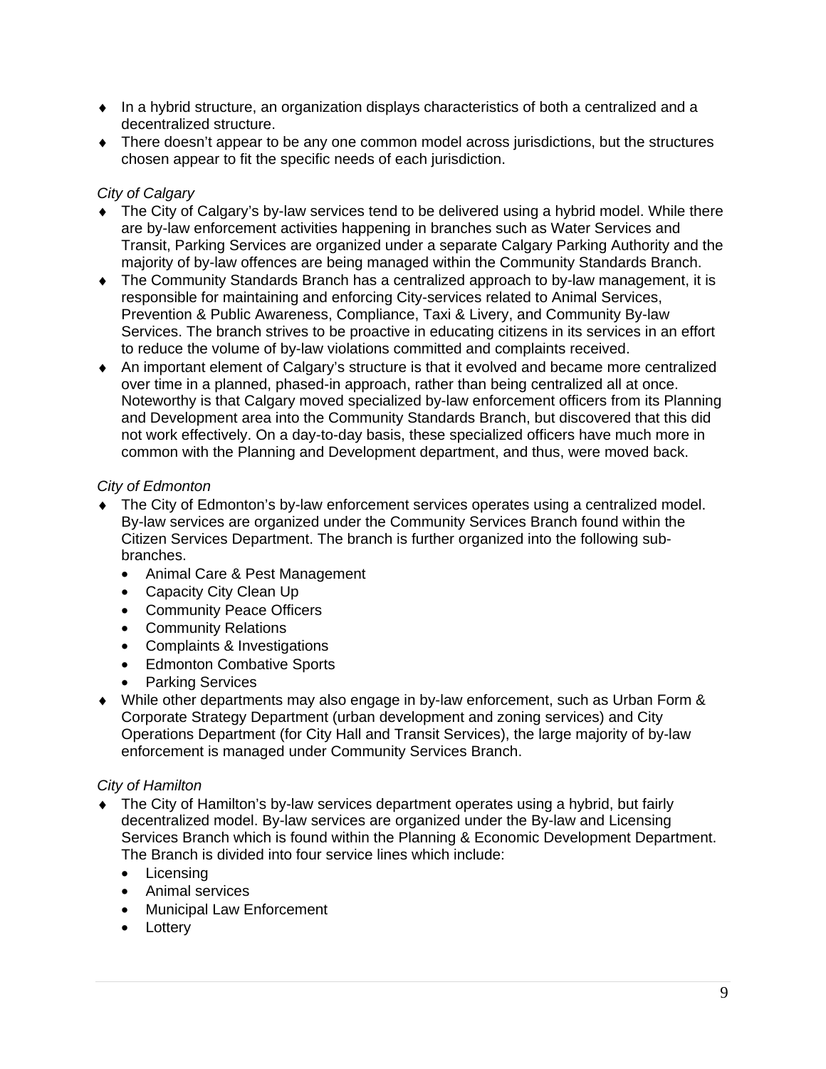- In a hybrid structure, an organization displays characteristics of both a centralized and a decentralized structure.
- There doesn't appear to be any one common model across jurisdictions, but the structures chosen appear to fit the specific needs of each jurisdiction.

*City of Calgary*

- The City of Calgary's by-law services tend to be delivered using a hybrid model. While there are by-law enforcement activities happening in branches such as Water Services and Transit, Parking Services are organized under a separate Calgary Parking Authority and the majority of by-law offences are being managed within the Community Standards Branch.
- The Community Standards Branch has a centralized approach to by-law management, it is responsible for maintaining and enforcing City-services related to Animal Services, Prevention & Public Awareness, Compliance, Taxi & Livery, and Community By-law Services. The branch strives to be proactive in educating citizens in its services in an effort to reduce the volume of by-law violations committed and complaints received.
- An important element of Calgary's structure is that it evolved and became more centralized over time in a planned, phased-in approach, rather than being centralized all at once. Noteworthy is that Calgary moved specialized by-law enforcement officers from its Planning and Development area into the Community Standards Branch, but discovered that this did not work effectively. On a day-to-day basis, these specialized officers have much more in common with the Planning and Development department, and thus, were moved back.

*City of Edmonton*

- The City of Edmonton's by-law enforcement services operates using a centralized model. By-law services are organized under the Community Services Branch found within the Citizen Services Department. The branch is further organized into the following sub-branches.
  - Animal Care & Pest Management
  - Capacity City Clean Up
  - Community Peace Officers
  - Community Relations
  - Complaints & Investigations
  - Edmonton Combative Sports
  - Parking Services
- While other departments may also engage in by-law enforcement, such as Urban Form & Corporate Strategy Department (urban development and zoning services) and City Operations Department (for City Hall and Transit Services), the large majority of by-law enforcement is managed under Community Services Branch.

*City of Hamilton*

- The City of Hamilton's by-law services department operates using a hybrid, but fairly decentralized model. By-law services are organized under the By-law and Licensing Services Branch which is found within the Planning & Economic Development Department. The Branch is divided into four service lines which include:
  - Licensing
  - Animal services
  - Municipal Law Enforcement
  - Lottery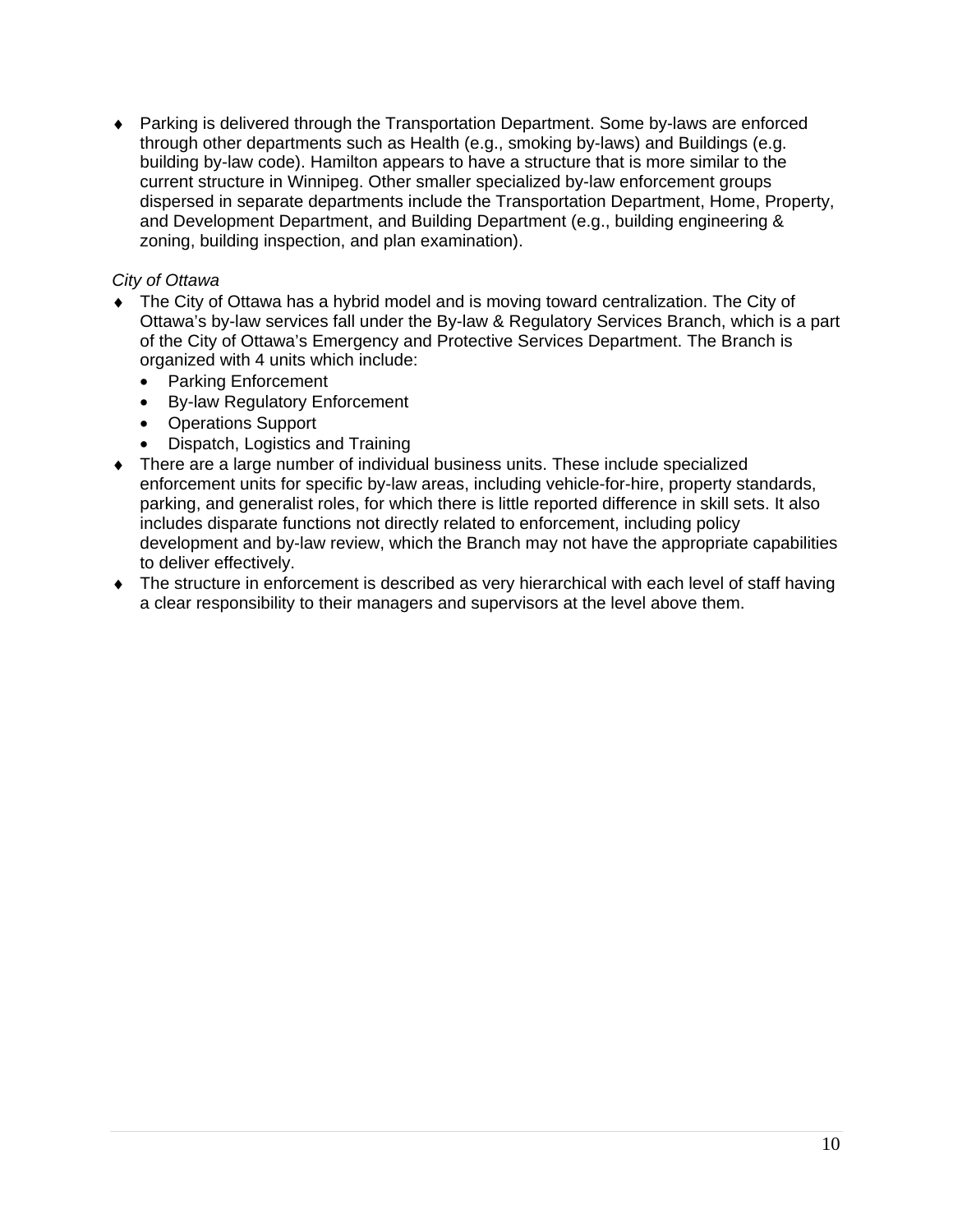- Parking is delivered through the Transportation Department. Some by-laws are enforced through other departments such as Health (e.g., smoking by-laws) and Buildings (e.g. building by-law code). Hamilton appears to have a structure that is more similar to the current structure in Winnipeg. Other smaller specialized by-law enforcement groups dispersed in separate departments include the Transportation Department, Home, Property, and Development Department, and Building Department (e.g., building engineering & zoning, building inspection, and plan examination).

*City of Ottawa*

- The City of Ottawa has a hybrid model and is moving toward centralization. The City of Ottawa's by-law services fall under the By-law & Regulatory Services Branch, which is a part of the City of Ottawa's Emergency and Protective Services Department. The Branch is organized with 4 units which include:
  - Parking Enforcement
  - By-law Regulatory Enforcement
  - Operations Support
  - Dispatch, Logistics and Training
- There are a large number of individual business units. These include specialized enforcement units for specific by-law areas, including vehicle-for-hire, property standards, parking, and generalist roles, for which there is little reported difference in skill sets. It also includes disparate functions not directly related to enforcement, including policy development and by-law review, which the Branch may not have the appropriate capabilities to deliver effectively.
- The structure in enforcement is described as very hierarchical with each level of staff having a clear responsibility to their managers and supervisors at the level above them.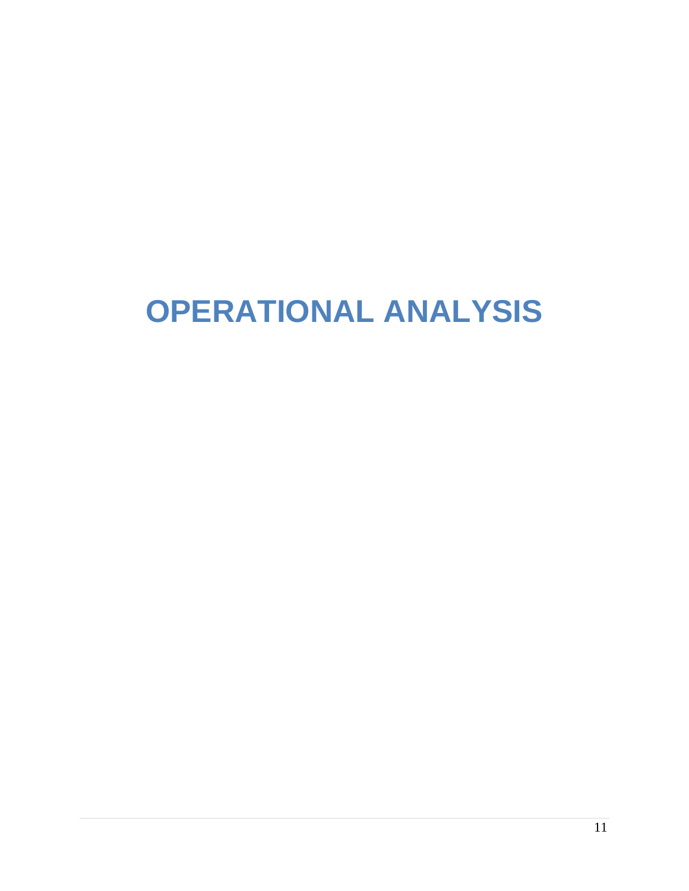# OPERATIONAL ANALYSIS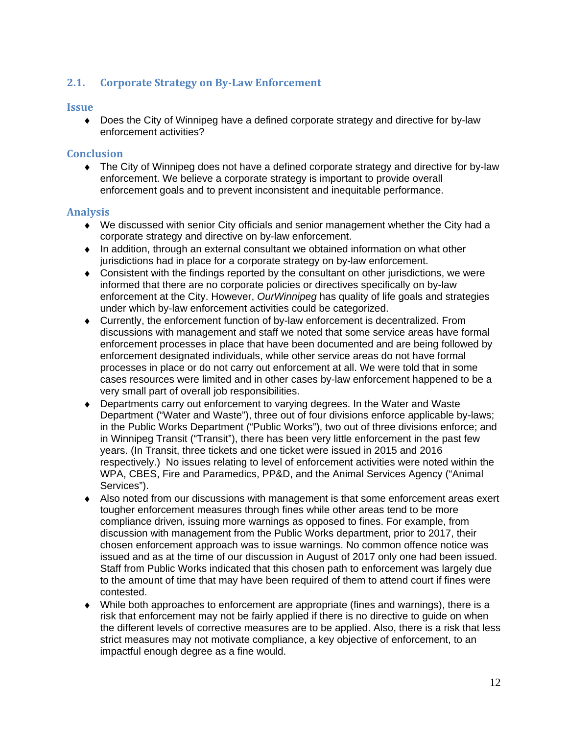## 2.1. Corporate Strategy on By-Law Enforcement

### Issue

- Does the City of Winnipeg have a defined corporate strategy and directive for by-law enforcement activities?

### Conclusion

- The City of Winnipeg does not have a defined corporate strategy and directive for by-law enforcement. We believe a corporate strategy is important to provide overall enforcement goals and to prevent inconsistent and inequitable performance.

### Analysis

- We discussed with senior City officials and senior management whether the City had a corporate strategy and directive on by-law enforcement.
- In addition, through an external consultant we obtained information on what other jurisdictions had in place for a corporate strategy on by-law enforcement.
- Consistent with the findings reported by the consultant on other jurisdictions, we were informed that there are no corporate policies or directives specifically on by-law enforcement at the City. However, *OurWinnipeg* has quality of life goals and strategies under which by-law enforcement activities could be categorized.
- Currently, the enforcement function of by-law enforcement is decentralized. From discussions with management and staff we noted that some service areas have formal enforcement processes in place that have been documented and are being followed by enforcement designated individuals, while other service areas do not have formal processes in place or do not carry out enforcement at all. We were told that in some cases resources were limited and in other cases by-law enforcement happened to be a very small part of overall job responsibilities.
- Departments carry out enforcement to varying degrees. In the Water and Waste Department ("Water and Waste"), three out of four divisions enforce applicable by-laws; in the Public Works Department ("Public Works"), two out of three divisions enforce; and in Winnipeg Transit ("Transit"), there has been very little enforcement in the past few years. (In Transit, three tickets and one ticket were issued in 2015 and 2016 respectively.) No issues relating to level of enforcement activities were noted within the WPA, CBES, Fire and Paramedics, PP&D, and the Animal Services Agency ("Animal Services").
- Also noted from our discussions with management is that some enforcement areas exert tougher enforcement measures through fines while other areas tend to be more compliance driven, issuing more warnings as opposed to fines. For example, from discussion with management from the Public Works department, prior to 2017, their chosen enforcement approach was to issue warnings. No common offence notice was issued and as at the time of our discussion in August of 2017 only one had been issued. Staff from Public Works indicated that this chosen path to enforcement was largely due to the amount of time that may have been required of them to attend court if fines were contested.
- While both approaches to enforcement are appropriate (fines and warnings), there is a risk that enforcement may not be fairly applied if there is no directive to guide on when the different levels of corrective measures are to be applied. Also, there is a risk that less strict measures may not motivate compliance, a key objective of enforcement, to an impactful enough degree as a fine would.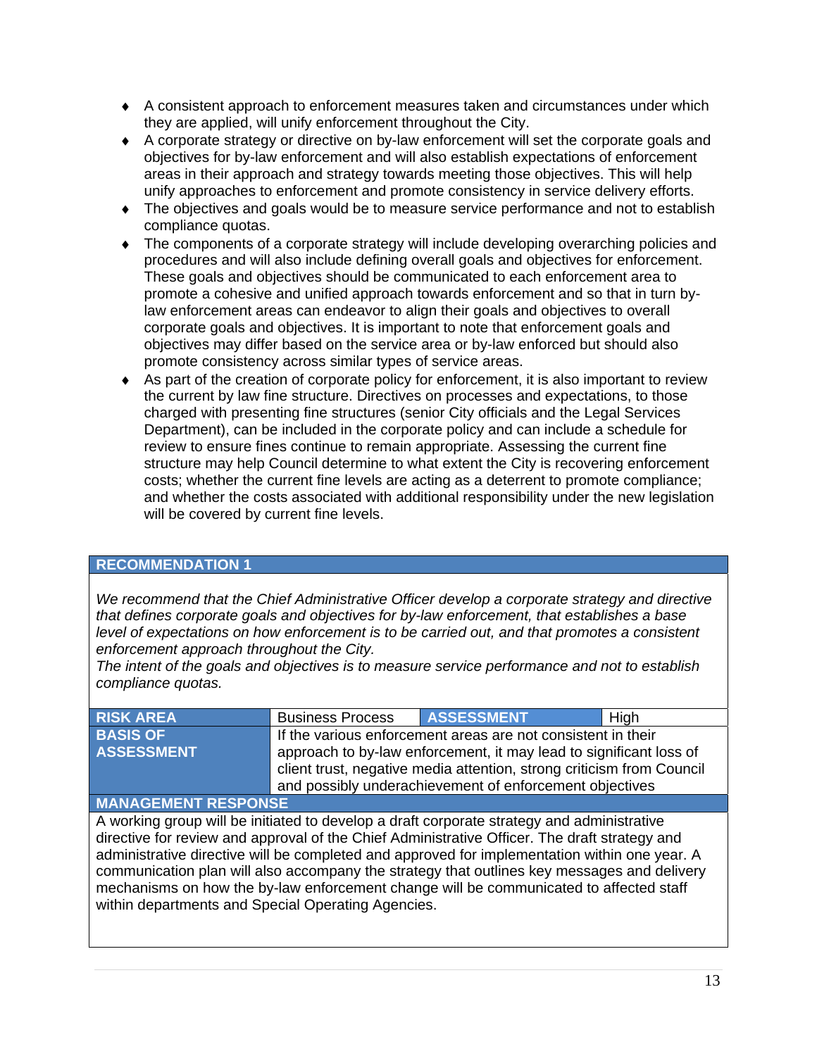- A consistent approach to enforcement measures taken and circumstances under which they are applied, will unify enforcement throughout the City.
- A corporate strategy or directive on by-law enforcement will set the corporate goals and objectives for by-law enforcement and will also establish expectations of enforcement areas in their approach and strategy towards meeting those objectives. This will help unify approaches to enforcement and promote consistency in service delivery efforts.
- The objectives and goals would be to measure service performance and not to establish compliance quotas.
- The components of a corporate strategy will include developing overarching policies and procedures and will also include defining overall goals and objectives for enforcement. These goals and objectives should be communicated to each enforcement area to promote a cohesive and unified approach towards enforcement and so that in turn by-law enforcement areas can endeavor to align their goals and objectives to overall corporate goals and objectives. It is important to note that enforcement goals and objectives may differ based on the service area or by-law enforced but should also promote consistency across similar types of service areas.
- As part of the creation of corporate policy for enforcement, it is also important to review the current by law fine structure. Directives on processes and expectations, to those charged with presenting fine structures (senior City officials and the Legal Services Department), can be included in the corporate policy and can include a schedule for review to ensure fines continue to remain appropriate. Assessing the current fine structure may help Council determine to what extent the City is recovering enforcement costs; whether the current fine levels are acting as a deterrent to promote compliance; and whether the costs associated with additional responsibility under the new legislation will be covered by current fine levels.

| **RECOMMENDATION 1** | | | |
|---|---|---|---|
| *We recommend that the Chief Administrative Officer develop a corporate strategy and directive that defines corporate goals and objectives for by-law enforcement, that establishes a base level of expectations on how enforcement is to be carried out, and that promotes a consistent enforcement approach throughout the City.* *The intent of the goals and objectives is to measure service performance and not to establish compliance quotas.* | | | |
| **RISK AREA** | Business Process | **ASSESSMENT** | High |
| **BASIS OF ASSESSMENT** | If the various enforcement areas are not consistent in their approach to by-law enforcement, it may lead to significant loss of client trust, negative media attention, strong criticism from Council and possibly underachievement of enforcement objectives | | |
| **MANAGEMENT RESPONSE** | | | |
| A working group will be initiated to develop a draft corporate strategy and administrative directive for review and approval of the Chief Administrative Officer. The draft strategy and administrative directive will be completed and approved for implementation within one year. A communication plan will also accompany the strategy that outlines key messages and delivery mechanisms on how the by-law enforcement change will be communicated to affected staff within departments and Special Operating Agencies. | | | |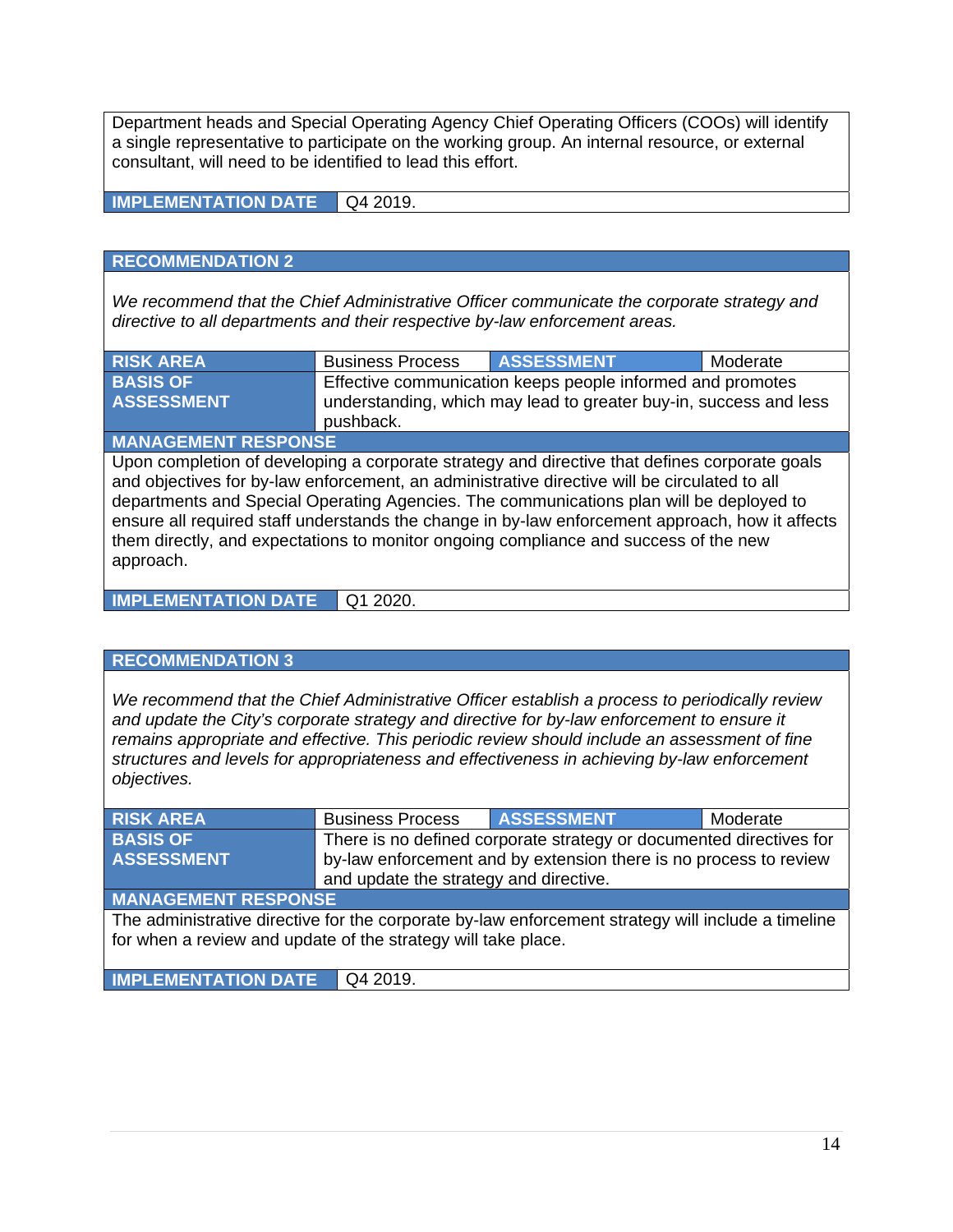Department heads and Special Operating Agency Chief Operating Officers (COOs) will identify a single representative to participate on the working group. An internal resource, or external consultant, will need to be identified to lead this effort.

| **IMPLEMENTATION DATE** | Q4 2019. |
|---|---|

| **RECOMMENDATION 2** | | | |
|---|---|---|---|
| *We recommend that the Chief Administrative Officer communicate the corporate strategy and directive to all departments and their respective by-law enforcement areas.* | | | |
| **RISK AREA** | Business Process | **ASSESSMENT** | Moderate |
| **BASIS OF ASSESSMENT** | Effective communication keeps people informed and promotes understanding, which may lead to greater buy-in, success and less pushback. | | |
| **MANAGEMENT RESPONSE** | | | |
| Upon completion of developing a corporate strategy and directive that defines corporate goals and objectives for by-law enforcement, an administrative directive will be circulated to all departments and Special Operating Agencies. The communications plan will be deployed to ensure all required staff understands the change in by-law enforcement approach, how it affects them directly, and expectations to monitor ongoing compliance and success of the new approach. | | | |
| **IMPLEMENTATION DATE** | Q1 2020. | | |

| **RECOMMENDATION 3** | | | |
|---|---|---|---|
| *We recommend that the Chief Administrative Officer establish a process to periodically review and update the City's corporate strategy and directive for by-law enforcement to ensure it remains appropriate and effective. This periodic review should include an assessment of fine structures and levels for appropriateness and effectiveness in achieving by-law enforcement objectives.* | | | |
| **RISK AREA** | Business Process | **ASSESSMENT** | Moderate |
| **BASIS OF ASSESSMENT** | There is no defined corporate strategy or documented directives for by-law enforcement and by extension there is no process to review and update the strategy and directive. | | |
| **MANAGEMENT RESPONSE** | | | |
| The administrative directive for the corporate by-law enforcement strategy will include a timeline for when a review and update of the strategy will take place. | | | |
| **IMPLEMENTATION DATE** | Q4 2019. | | |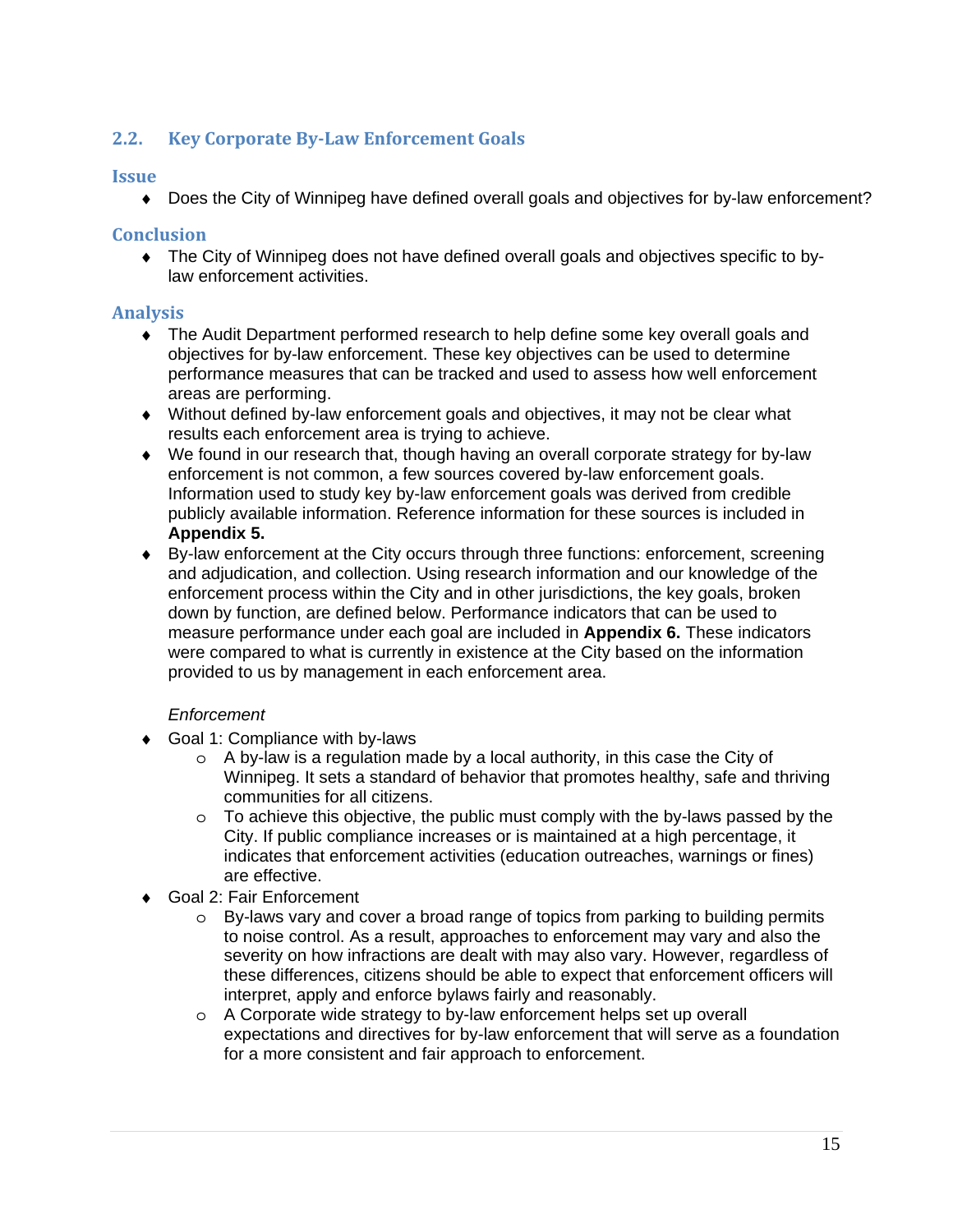## 2.2. Key Corporate By-Law Enforcement Goals

### Issue

- Does the City of Winnipeg have defined overall goals and objectives for by-law enforcement?

### Conclusion

- The City of Winnipeg does not have defined overall goals and objectives specific to by-law enforcement activities.

### Analysis

- The Audit Department performed research to help define some key overall goals and objectives for by-law enforcement. These key objectives can be used to determine performance measures that can be tracked and used to assess how well enforcement areas are performing.
- Without defined by-law enforcement goals and objectives, it may not be clear what results each enforcement area is trying to achieve.
- We found in our research that, though having an overall corporate strategy for by-law enforcement is not common, a few sources covered by-law enforcement goals. Information used to study key by-law enforcement goals was derived from credible publicly available information. Reference information for these sources is included in **Appendix 5.**
- By-law enforcement at the City occurs through three functions: enforcement, screening and adjudication, and collection. Using research information and our knowledge of the enforcement process within the City and in other jurisdictions, the key goals, broken down by function, are defined below. Performance indicators that can be used to measure performance under each goal are included in **Appendix 6.** These indicators were compared to what is currently in existence at the City based on the information provided to us by management in each enforcement area.

*Enforcement*

- Goal 1: Compliance with by-laws
  - A by-law is a regulation made by a local authority, in this case the City of Winnipeg. It sets a standard of behavior that promotes healthy, safe and thriving communities for all citizens.
  - To achieve this objective, the public must comply with the by-laws passed by the City. If public compliance increases or is maintained at a high percentage, it indicates that enforcement activities (education outreaches, warnings or fines) are effective.
- Goal 2: Fair Enforcement
  - By-laws vary and cover a broad range of topics from parking to building permits to noise control. As a result, approaches to enforcement may vary and also the severity on how infractions are dealt with may also vary. However, regardless of these differences, citizens should be able to expect that enforcement officers will interpret, apply and enforce bylaws fairly and reasonably.
  - A Corporate wide strategy to by-law enforcement helps set up overall expectations and directives for by-law enforcement that will serve as a foundation for a more consistent and fair approach to enforcement.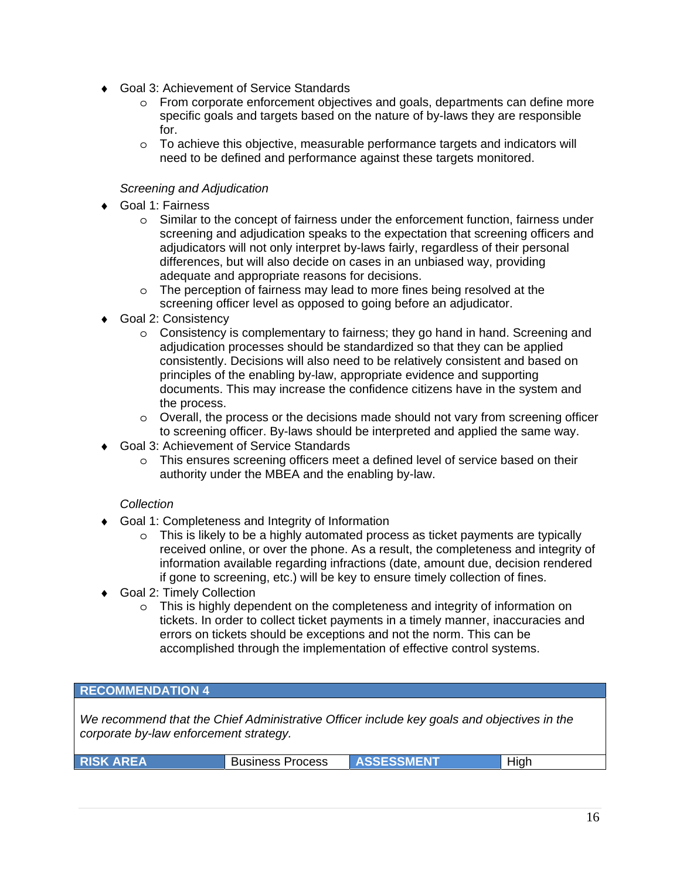- Goal 3: Achievement of Service Standards
    - From corporate enforcement objectives and goals, departments can define more specific goals and targets based on the nature of by-laws they are responsible for.
    - To achieve this objective, measurable performance targets and indicators will need to be defined and performance against these targets monitored.

*Screening and Adjudication*

- Goal 1: Fairness
    - Similar to the concept of fairness under the enforcement function, fairness under screening and adjudication speaks to the expectation that screening officers and adjudicators will not only interpret by-laws fairly, regardless of their personal differences, but will also decide on cases in an unbiased way, providing adequate and appropriate reasons for decisions.
    - The perception of fairness may lead to more fines being resolved at the screening officer level as opposed to going before an adjudicator.
- Goal 2: Consistency
    - Consistency is complementary to fairness; they go hand in hand. Screening and adjudication processes should be standardized so that they can be applied consistently. Decisions will also need to be relatively consistent and based on principles of the enabling by-law, appropriate evidence and supporting documents. This may increase the confidence citizens have in the system and the process.
    - Overall, the process or the decisions made should not vary from screening officer to screening officer. By-laws should be interpreted and applied the same way.
- Goal 3: Achievement of Service Standards
    - This ensures screening officers meet a defined level of service based on their authority under the MBEA and the enabling by-law.

*Collection*

- Goal 1: Completeness and Integrity of Information
    - This is likely to be a highly automated process as ticket payments are typically received online, or over the phone. As a result, the completeness and integrity of information available regarding infractions (date, amount due, decision rendered if gone to screening, etc.) will be key to ensure timely collection of fines.
- Goal 2: Timely Collection
    - This is highly dependent on the completeness and integrity of information on tickets. In order to collect ticket payments in a timely manner, inaccuracies and errors on tickets should be exceptions and not the norm. This can be accomplished through the implementation of effective control systems.

| **RECOMMENDATION 4** | | | |
|---|---|---|---|
| *We recommend that the Chief Administrative Officer include key goals and objectives in the corporate by-law enforcement strategy.* | | | |
| **RISK AREA** | Business Process | **ASSESSMENT** | High |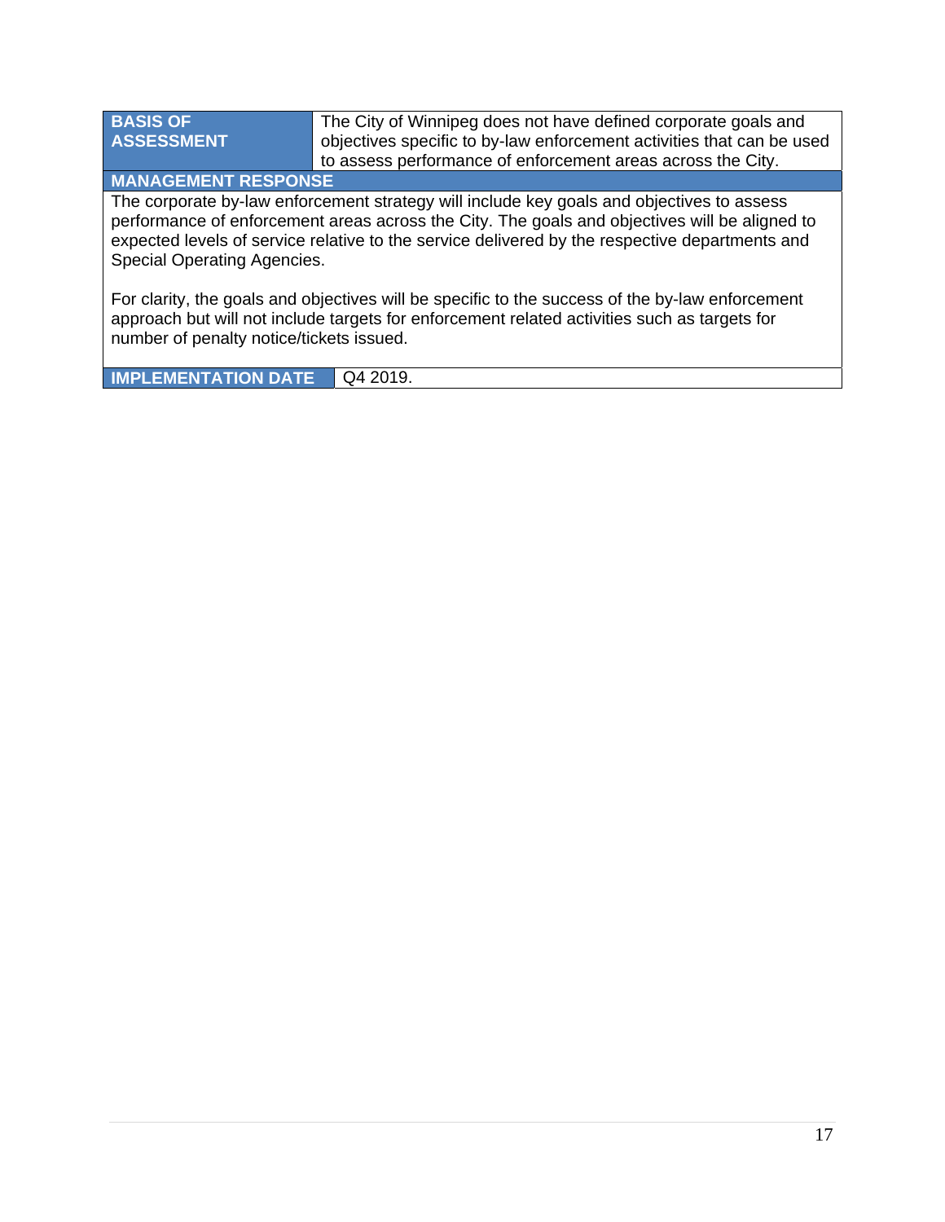| **BASIS OF ASSESSMENT** | The City of Winnipeg does not have defined corporate goals and objectives specific to by-law enforcement activities that can be used to assess performance of enforcement areas across the City. |
|---|---|

**MANAGEMENT RESPONSE**

The corporate by-law enforcement strategy will include key goals and objectives to assess performance of enforcement areas across the City. The goals and objectives will be aligned to expected levels of service relative to the service delivered by the respective departments and Special Operating Agencies.

For clarity, the goals and objectives will be specific to the success of the by-law enforcement approach but will not include targets for enforcement related activities such as targets for number of penalty notice/tickets issued.

| **IMPLEMENTATION DATE** | Q4 2019. |
|---|---|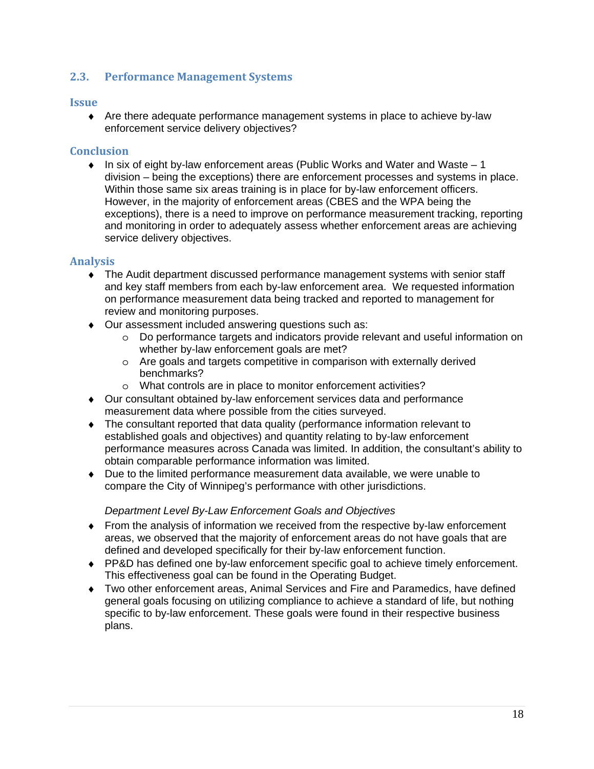## 2.3. Performance Management Systems

### Issue

- Are there adequate performance management systems in place to achieve by-law enforcement service delivery objectives?

### Conclusion

- In six of eight by-law enforcement areas (Public Works and Water and Waste – 1 division – being the exceptions) there are enforcement processes and systems in place. Within those same six areas training is in place for by-law enforcement officers. However, in the majority of enforcement areas (CBES and the WPA being the exceptions), there is a need to improve on performance measurement tracking, reporting and monitoring in order to adequately assess whether enforcement areas are achieving service delivery objectives.

### Analysis

- The Audit department discussed performance management systems with senior staff and key staff members from each by-law enforcement area. We requested information on performance measurement data being tracked and reported to management for review and monitoring purposes.
- Our assessment included answering questions such as:
  - Do performance targets and indicators provide relevant and useful information on whether by-law enforcement goals are met?
  - Are goals and targets competitive in comparison with externally derived benchmarks?
  - What controls are in place to monitor enforcement activities?
- Our consultant obtained by-law enforcement services data and performance measurement data where possible from the cities surveyed.
- The consultant reported that data quality (performance information relevant to established goals and objectives) and quantity relating to by-law enforcement performance measures across Canada was limited. In addition, the consultant's ability to obtain comparable performance information was limited.
- Due to the limited performance measurement data available, we were unable to compare the City of Winnipeg's performance with other jurisdictions.

*Department Level By-Law Enforcement Goals and Objectives*

- From the analysis of information we received from the respective by-law enforcement areas, we observed that the majority of enforcement areas do not have goals that are defined and developed specifically for their by-law enforcement function.
- PP&D has defined one by-law enforcement specific goal to achieve timely enforcement. This effectiveness goal can be found in the Operating Budget.
- Two other enforcement areas, Animal Services and Fire and Paramedics, have defined general goals focusing on utilizing compliance to achieve a standard of life, but nothing specific to by-law enforcement. These goals were found in their respective business plans.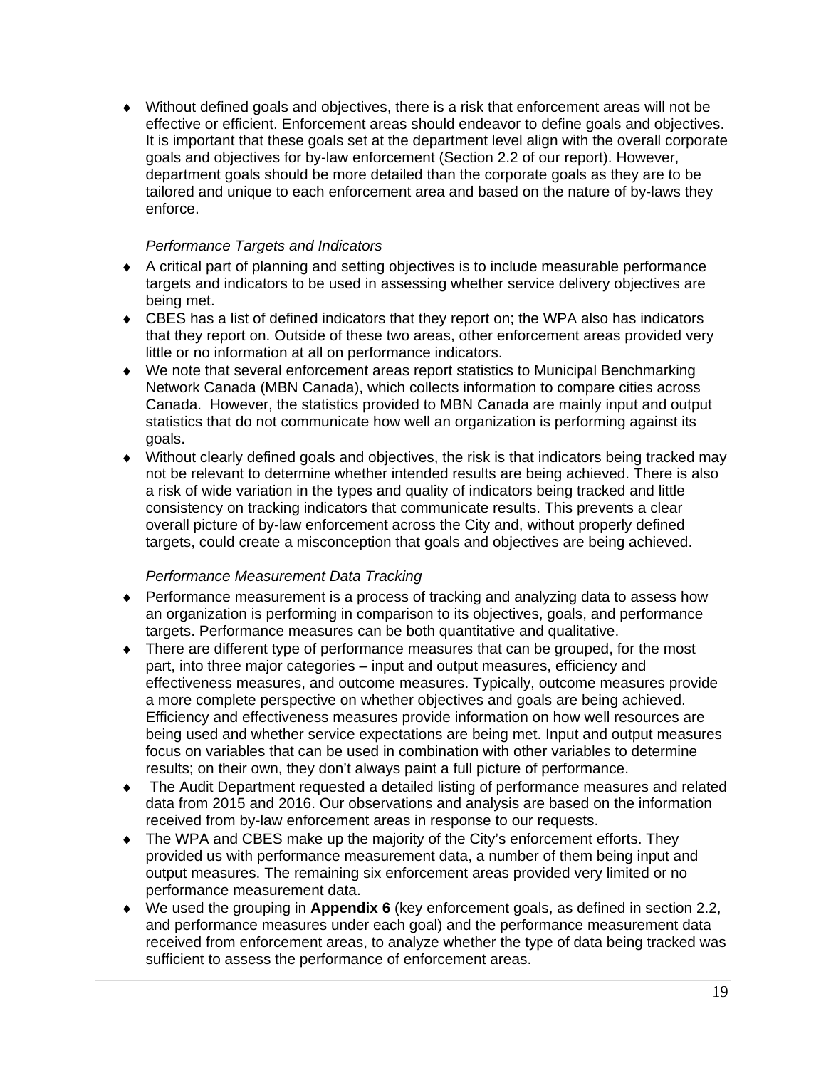- Without defined goals and objectives, there is a risk that enforcement areas will not be effective or efficient. Enforcement areas should endeavor to define goals and objectives. It is important that these goals set at the department level align with the overall corporate goals and objectives for by-law enforcement (Section 2.2 of our report). However, department goals should be more detailed than the corporate goals as they are to be tailored and unique to each enforcement area and based on the nature of by-laws they enforce.

*Performance Targets and Indicators*

- A critical part of planning and setting objectives is to include measurable performance targets and indicators to be used in assessing whether service delivery objectives are being met.
- CBES has a list of defined indicators that they report on; the WPA also has indicators that they report on. Outside of these two areas, other enforcement areas provided very little or no information at all on performance indicators.
- We note that several enforcement areas report statistics to Municipal Benchmarking Network Canada (MBN Canada), which collects information to compare cities across Canada. However, the statistics provided to MBN Canada are mainly input and output statistics that do not communicate how well an organization is performing against its goals.
- Without clearly defined goals and objectives, the risk is that indicators being tracked may not be relevant to determine whether intended results are being achieved. There is also a risk of wide variation in the types and quality of indicators being tracked and little consistency on tracking indicators that communicate results. This prevents a clear overall picture of by-law enforcement across the City and, without properly defined targets, could create a misconception that goals and objectives are being achieved.

*Performance Measurement Data Tracking*

- Performance measurement is a process of tracking and analyzing data to assess how an organization is performing in comparison to its objectives, goals, and performance targets. Performance measures can be both quantitative and qualitative.
- There are different type of performance measures that can be grouped, for the most part, into three major categories – input and output measures, efficiency and effectiveness measures, and outcome measures. Typically, outcome measures provide a more complete perspective on whether objectives and goals are being achieved. Efficiency and effectiveness measures provide information on how well resources are being used and whether service expectations are being met. Input and output measures focus on variables that can be used in combination with other variables to determine results; on their own, they don't always paint a full picture of performance.
- The Audit Department requested a detailed listing of performance measures and related data from 2015 and 2016. Our observations and analysis are based on the information received from by-law enforcement areas in response to our requests.
- The WPA and CBES make up the majority of the City's enforcement efforts. They provided us with performance measurement data, a number of them being input and output measures. The remaining six enforcement areas provided very limited or no performance measurement data.
- We used the grouping in **Appendix 6** (key enforcement goals, as defined in section 2.2, and performance measures under each goal) and the performance measurement data received from enforcement areas, to analyze whether the type of data being tracked was sufficient to assess the performance of enforcement areas.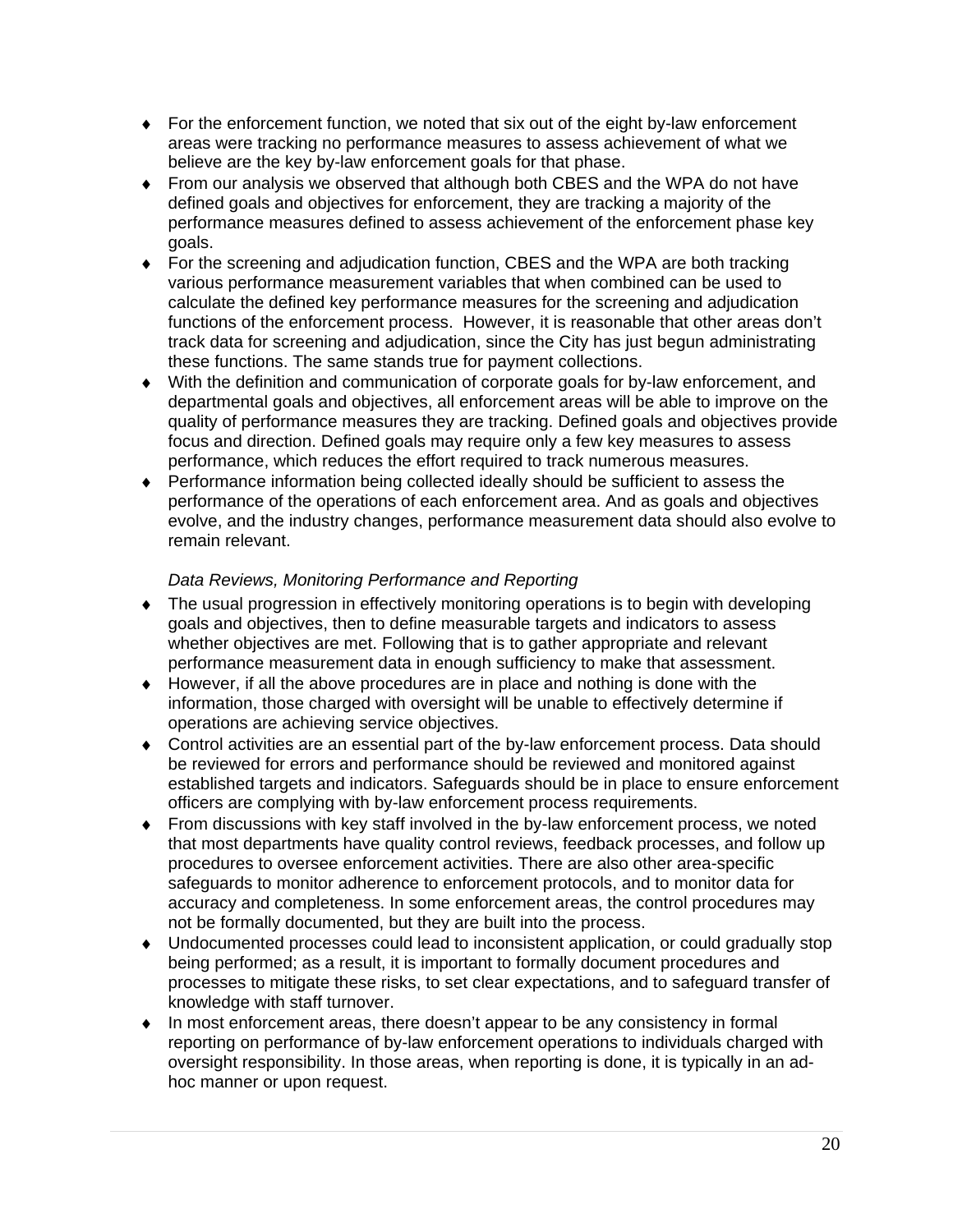- For the enforcement function, we noted that six out of the eight by-law enforcement areas were tracking no performance measures to assess achievement of what we believe are the key by-law enforcement goals for that phase.
- From our analysis we observed that although both CBES and the WPA do not have defined goals and objectives for enforcement, they are tracking a majority of the performance measures defined to assess achievement of the enforcement phase key goals.
- For the screening and adjudication function, CBES and the WPA are both tracking various performance measurement variables that when combined can be used to calculate the defined key performance measures for the screening and adjudication functions of the enforcement process. However, it is reasonable that other areas don't track data for screening and adjudication, since the City has just begun administrating these functions. The same stands true for payment collections.
- With the definition and communication of corporate goals for by-law enforcement, and departmental goals and objectives, all enforcement areas will be able to improve on the quality of performance measures they are tracking. Defined goals and objectives provide focus and direction. Defined goals may require only a few key measures to assess performance, which reduces the effort required to track numerous measures.
- Performance information being collected ideally should be sufficient to assess the performance of the operations of each enforcement area. And as goals and objectives evolve, and the industry changes, performance measurement data should also evolve to remain relevant.

*Data Reviews, Monitoring Performance and Reporting*

- The usual progression in effectively monitoring operations is to begin with developing goals and objectives, then to define measurable targets and indicators to assess whether objectives are met. Following that is to gather appropriate and relevant performance measurement data in enough sufficiency to make that assessment.
- However, if all the above procedures are in place and nothing is done with the information, those charged with oversight will be unable to effectively determine if operations are achieving service objectives.
- Control activities are an essential part of the by-law enforcement process. Data should be reviewed for errors and performance should be reviewed and monitored against established targets and indicators. Safeguards should be in place to ensure enforcement officers are complying with by-law enforcement process requirements.
- From discussions with key staff involved in the by-law enforcement process, we noted that most departments have quality control reviews, feedback processes, and follow up procedures to oversee enforcement activities. There are also other area-specific safeguards to monitor adherence to enforcement protocols, and to monitor data for accuracy and completeness. In some enforcement areas, the control procedures may not be formally documented, but they are built into the process.
- Undocumented processes could lead to inconsistent application, or could gradually stop being performed; as a result, it is important to formally document procedures and processes to mitigate these risks, to set clear expectations, and to safeguard transfer of knowledge with staff turnover.
- In most enforcement areas, there doesn't appear to be any consistency in formal reporting on performance of by-law enforcement operations to individuals charged with oversight responsibility. In those areas, when reporting is done, it is typically in an ad-hoc manner or upon request.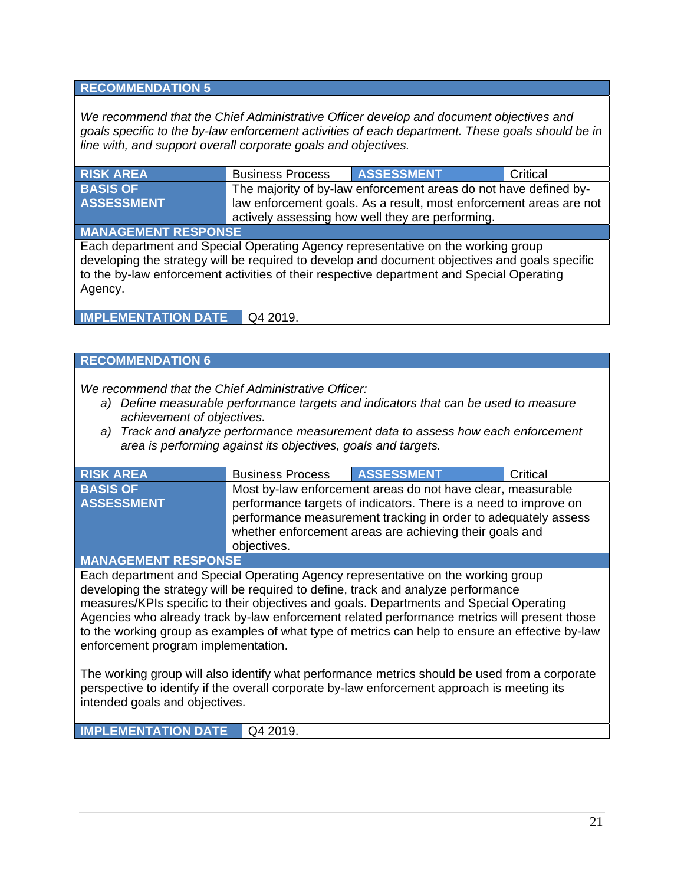### RECOMMENDATION 5

*We recommend that the Chief Administrative Officer develop and document objectives and goals specific to the by-law enforcement activities of each department. These goals should be in line with, and support overall corporate goals and objectives.*

| **RISK AREA** | Business Process | **ASSESSMENT** | Critical |
|---|---|---|---|
| **BASIS OF ASSESSMENT** | The majority of by-law enforcement areas do not have defined by-law enforcement goals. As a result, most enforcement areas are not actively assessing how well they are performing. | | |

**MANAGEMENT RESPONSE**

Each department and Special Operating Agency representative on the working group developing the strategy will be required to develop and document objectives and goals specific to the by-law enforcement activities of their respective department and Special Operating Agency.

| **IMPLEMENTATION DATE** | Q4 2019. |
|---|---|

### RECOMMENDATION 6

*We recommend that the Chief Administrative Officer:*

a) *Define measurable performance targets and indicators that can be used to measure achievement of objectives.*
a) *Track and analyze performance measurement data to assess how each enforcement area is performing against its objectives, goals and targets.*

| **RISK AREA** | Business Process | **ASSESSMENT** | Critical |
|---|---|---|---|
| **BASIS OF ASSESSMENT** | Most by-law enforcement areas do not have clear, measurable performance targets of indicators. There is a need to improve on performance measurement tracking in order to adequately assess whether enforcement areas are achieving their goals and objectives. | | |

**MANAGEMENT RESPONSE**

Each department and Special Operating Agency representative on the working group developing the strategy will be required to define, track and analyze performance measures/KPIs specific to their objectives and goals. Departments and Special Operating Agencies who already track by-law enforcement related performance metrics will present those to the working group as examples of what type of metrics can help to ensure an effective by-law enforcement program implementation.

The working group will also identify what performance metrics should be used from a corporate perspective to identify if the overall corporate by-law enforcement approach is meeting its intended goals and objectives.

| **IMPLEMENTATION DATE** | Q4 2019. |
|---|---|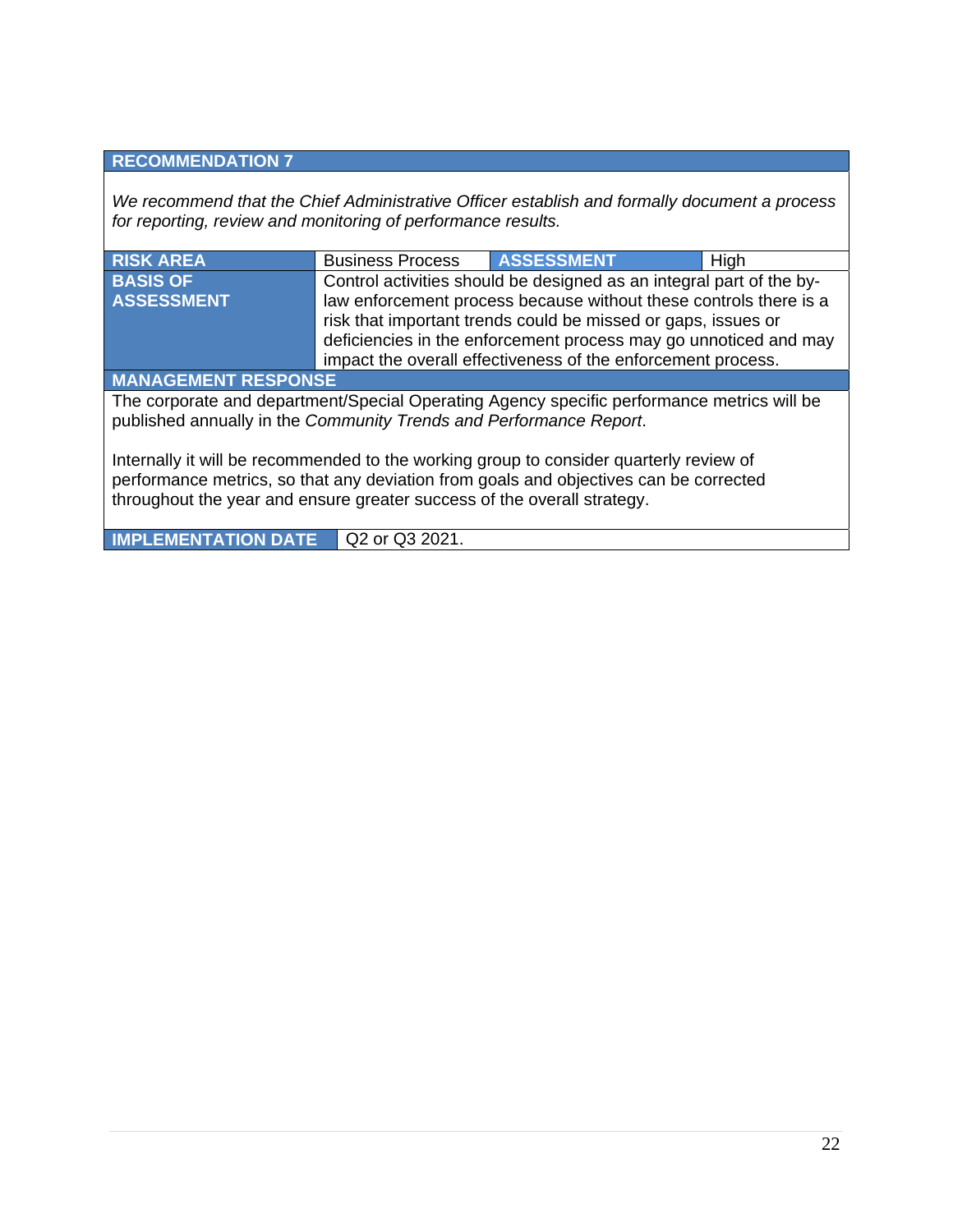## RECOMMENDATION 7

*We recommend that the Chief Administrative Officer establish and formally document a process for reporting, review and monitoring of performance results.*

| RISK AREA | Business Process | ASSESSMENT | High |
|---|---|---|---|
| **BASIS OF ASSESSMENT** | Control activities should be designed as an integral part of the by-law enforcement process because without these controls there is a risk that important trends could be missed or gaps, issues or deficiencies in the enforcement process may go unnoticed and may impact the overall effectiveness of the enforcement process. | | |

**MANAGEMENT RESPONSE**

The corporate and department/Special Operating Agency specific performance metrics will be published annually in the *Community Trends and Performance Report*.

Internally it will be recommended to the working group to consider quarterly review of performance metrics, so that any deviation from goals and objectives can be corrected throughout the year and ensure greater success of the overall strategy.

| IMPLEMENTATION DATE | Q2 or Q3 2021. |
|---|---|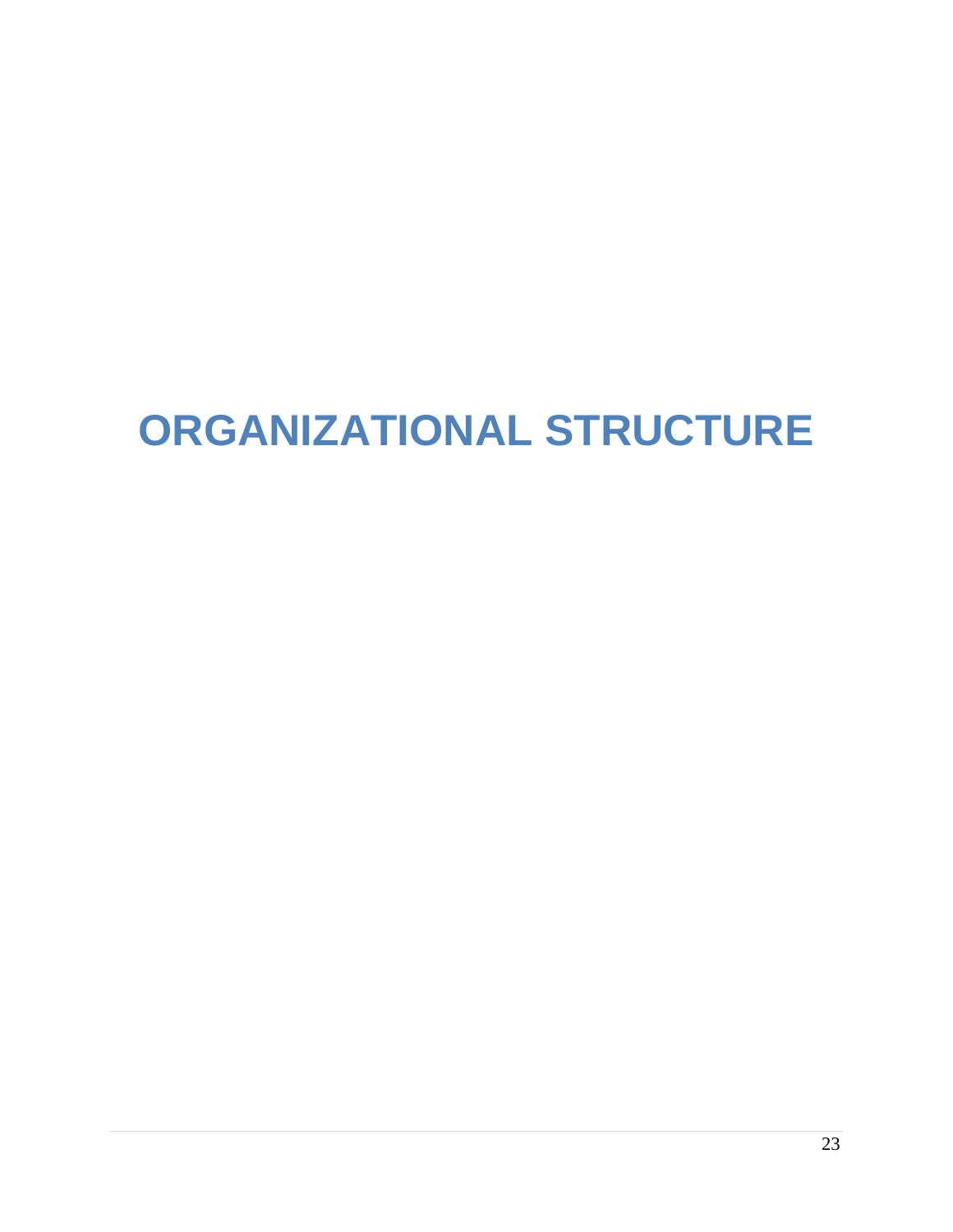# ORGANIZATIONAL STRUCTURE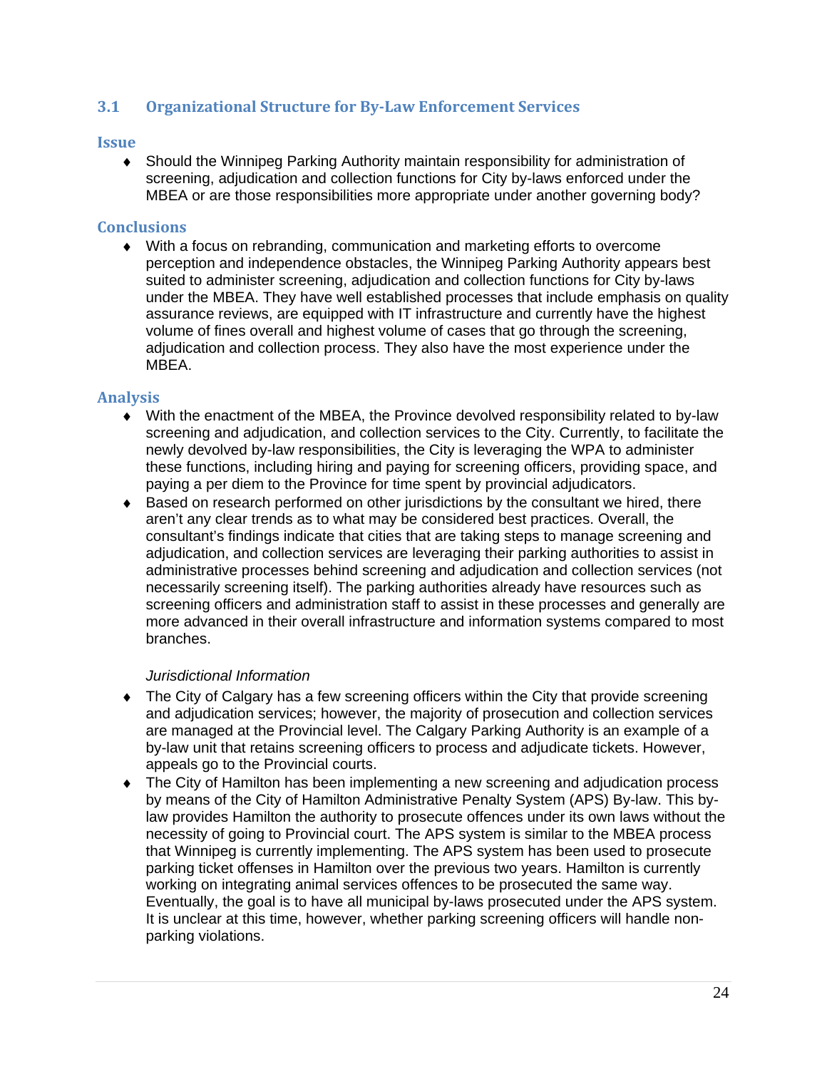## 3.1 Organizational Structure for By-Law Enforcement Services

### Issue

- Should the Winnipeg Parking Authority maintain responsibility for administration of screening, adjudication and collection functions for City by-laws enforced under the MBEA or are those responsibilities more appropriate under another governing body?

### Conclusions

- With a focus on rebranding, communication and marketing efforts to overcome perception and independence obstacles, the Winnipeg Parking Authority appears best suited to administer screening, adjudication and collection functions for City by-laws under the MBEA. They have well established processes that include emphasis on quality assurance reviews, are equipped with IT infrastructure and currently have the highest volume of fines overall and highest volume of cases that go through the screening, adjudication and collection process. They also have the most experience under the MBEA.

### Analysis

- With the enactment of the MBEA, the Province devolved responsibility related to by-law screening and adjudication, and collection services to the City. Currently, to facilitate the newly devolved by-law responsibilities, the City is leveraging the WPA to administer these functions, including hiring and paying for screening officers, providing space, and paying a per diem to the Province for time spent by provincial adjudicators.
- Based on research performed on other jurisdictions by the consultant we hired, there aren't any clear trends as to what may be considered best practices. Overall, the consultant's findings indicate that cities that are taking steps to manage screening and adjudication, and collection services are leveraging their parking authorities to assist in administrative processes behind screening and adjudication and collection services (not necessarily screening itself). The parking authorities already have resources such as screening officers and administration staff to assist in these processes and generally are more advanced in their overall infrastructure and information systems compared to most branches.

*Jurisdictional Information*

- The City of Calgary has a few screening officers within the City that provide screening and adjudication services; however, the majority of prosecution and collection services are managed at the Provincial level. The Calgary Parking Authority is an example of a by-law unit that retains screening officers to process and adjudicate tickets. However, appeals go to the Provincial courts.
- The City of Hamilton has been implementing a new screening and adjudication process by means of the City of Hamilton Administrative Penalty System (APS) By-law. This by-law provides Hamilton the authority to prosecute offences under its own laws without the necessity of going to Provincial court. The APS system is similar to the MBEA process that Winnipeg is currently implementing. The APS system has been used to prosecute parking ticket offenses in Hamilton over the previous two years. Hamilton is currently working on integrating animal services offences to be prosecuted the same way. Eventually, the goal is to have all municipal by-laws prosecuted under the APS system. It is unclear at this time, however, whether parking screening officers will handle non-parking violations.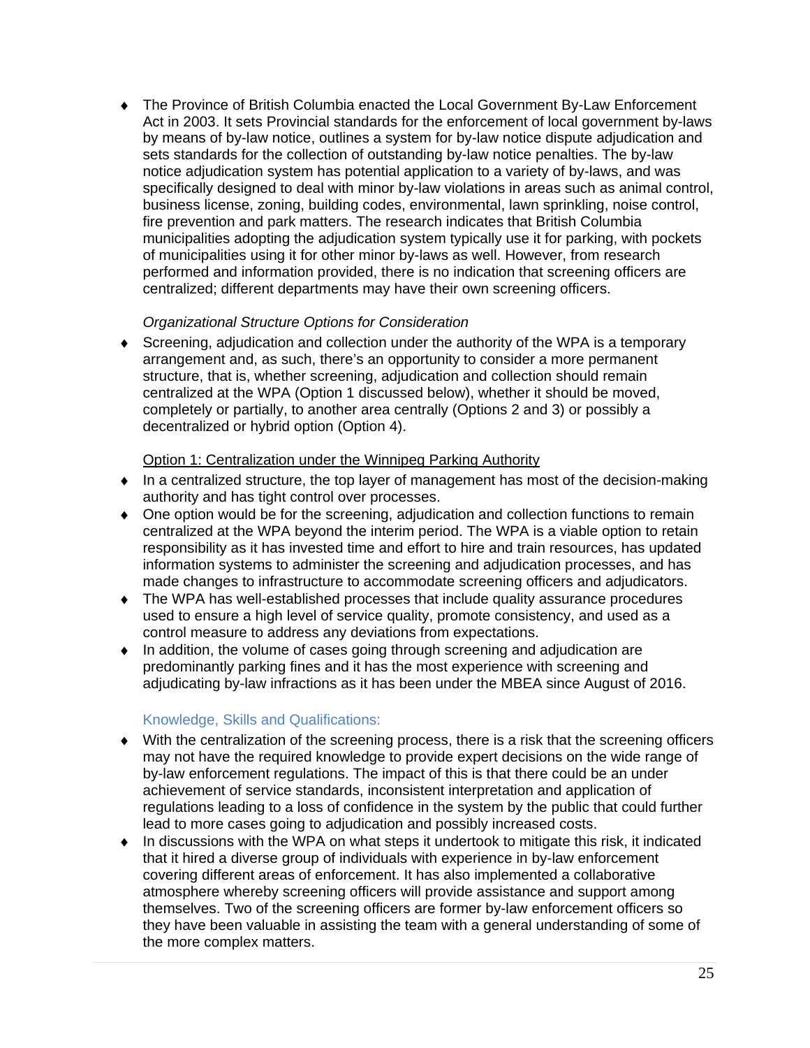- The Province of British Columbia enacted the Local Government By-Law Enforcement Act in 2003. It sets Provincial standards for the enforcement of local government by-laws by means of by-law notice, outlines a system for by-law notice dispute adjudication and sets standards for the collection of outstanding by-law notice penalties. The by-law notice adjudication system has potential application to a variety of by-laws, and was specifically designed to deal with minor by-law violations in areas such as animal control, business license, zoning, building codes, environmental, lawn sprinkling, noise control, fire prevention and park matters. The research indicates that British Columbia municipalities adopting the adjudication system typically use it for parking, with pockets of municipalities using it for other minor by-laws as well. However, from research performed and information provided, there is no indication that screening officers are centralized; different departments may have their own screening officers.

*Organizational Structure Options for Consideration*

- Screening, adjudication and collection under the authority of the WPA is a temporary arrangement and, as such, there's an opportunity to consider a more permanent structure, that is, whether screening, adjudication and collection should remain centralized at the WPA (Option 1 discussed below), whether it should be moved, completely or partially, to another area centrally (Options 2 and 3) or possibly a decentralized or hybrid option (Option 4).

<u>Option 1: Centralization under the Winnipeg Parking Authority</u>

- In a centralized structure, the top layer of management has most of the decision-making authority and has tight control over processes.
- One option would be for the screening, adjudication and collection functions to remain centralized at the WPA beyond the interim period. The WPA is a viable option to retain responsibility as it has invested time and effort to hire and train resources, has updated information systems to administer the screening and adjudication processes, and has made changes to infrastructure to accommodate screening officers and adjudicators.
- The WPA has well-established processes that include quality assurance procedures used to ensure a high level of service quality, promote consistency, and used as a control measure to address any deviations from expectations.
- In addition, the volume of cases going through screening and adjudication are predominantly parking fines and it has the most experience with screening and adjudicating by-law infractions as it has been under the MBEA since August of 2016.

#### Knowledge, Skills and Qualifications:

- With the centralization of the screening process, there is a risk that the screening officers may not have the required knowledge to provide expert decisions on the wide range of by-law enforcement regulations. The impact of this is that there could be an under achievement of service standards, inconsistent interpretation and application of regulations leading to a loss of confidence in the system by the public that could further lead to more cases going to adjudication and possibly increased costs.
- In discussions with the WPA on what steps it undertook to mitigate this risk, it indicated that it hired a diverse group of individuals with experience in by-law enforcement covering different areas of enforcement. It has also implemented a collaborative atmosphere whereby screening officers will provide assistance and support among themselves. Two of the screening officers are former by-law enforcement officers so they have been valuable in assisting the team with a general understanding of some of the more complex matters.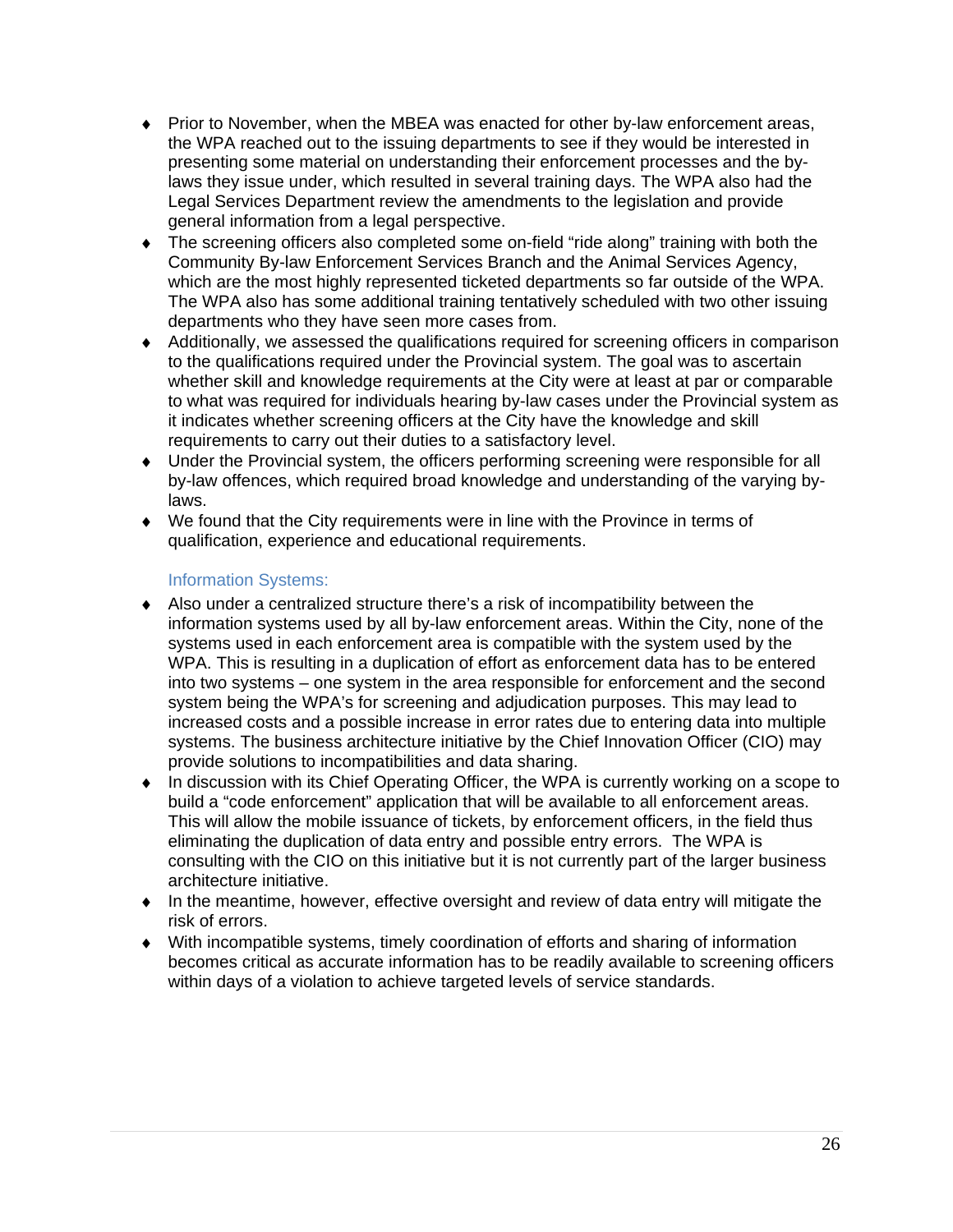- Prior to November, when the MBEA was enacted for other by-law enforcement areas, the WPA reached out to the issuing departments to see if they would be interested in presenting some material on understanding their enforcement processes and the by-laws they issue under, which resulted in several training days. The WPA also had the Legal Services Department review the amendments to the legislation and provide general information from a legal perspective.
- The screening officers also completed some on-field "ride along" training with both the Community By-law Enforcement Services Branch and the Animal Services Agency, which are the most highly represented ticketed departments so far outside of the WPA. The WPA also has some additional training tentatively scheduled with two other issuing departments who they have seen more cases from.
- Additionally, we assessed the qualifications required for screening officers in comparison to the qualifications required under the Provincial system. The goal was to ascertain whether skill and knowledge requirements at the City were at least at par or comparable to what was required for individuals hearing by-law cases under the Provincial system as it indicates whether screening officers at the City have the knowledge and skill requirements to carry out their duties to a satisfactory level.
- Under the Provincial system, the officers performing screening were responsible for all by-law offences, which required broad knowledge and understanding of the varying by-laws.
- We found that the City requirements were in line with the Province in terms of qualification, experience and educational requirements.

### Information Systems:

- Also under a centralized structure there's a risk of incompatibility between the information systems used by all by-law enforcement areas. Within the City, none of the systems used in each enforcement area is compatible with the system used by the WPA. This is resulting in a duplication of effort as enforcement data has to be entered into two systems – one system in the area responsible for enforcement and the second system being the WPA's for screening and adjudication purposes. This may lead to increased costs and a possible increase in error rates due to entering data into multiple systems. The business architecture initiative by the Chief Innovation Officer (CIO) may provide solutions to incompatibilities and data sharing.
- In discussion with its Chief Operating Officer, the WPA is currently working on a scope to build a "code enforcement" application that will be available to all enforcement areas. This will allow the mobile issuance of tickets, by enforcement officers, in the field thus eliminating the duplication of data entry and possible entry errors. The WPA is consulting with the CIO on this initiative but it is not currently part of the larger business architecture initiative.
- In the meantime, however, effective oversight and review of data entry will mitigate the risk of errors.
- With incompatible systems, timely coordination of efforts and sharing of information becomes critical as accurate information has to be readily available to screening officers within days of a violation to achieve targeted levels of service standards.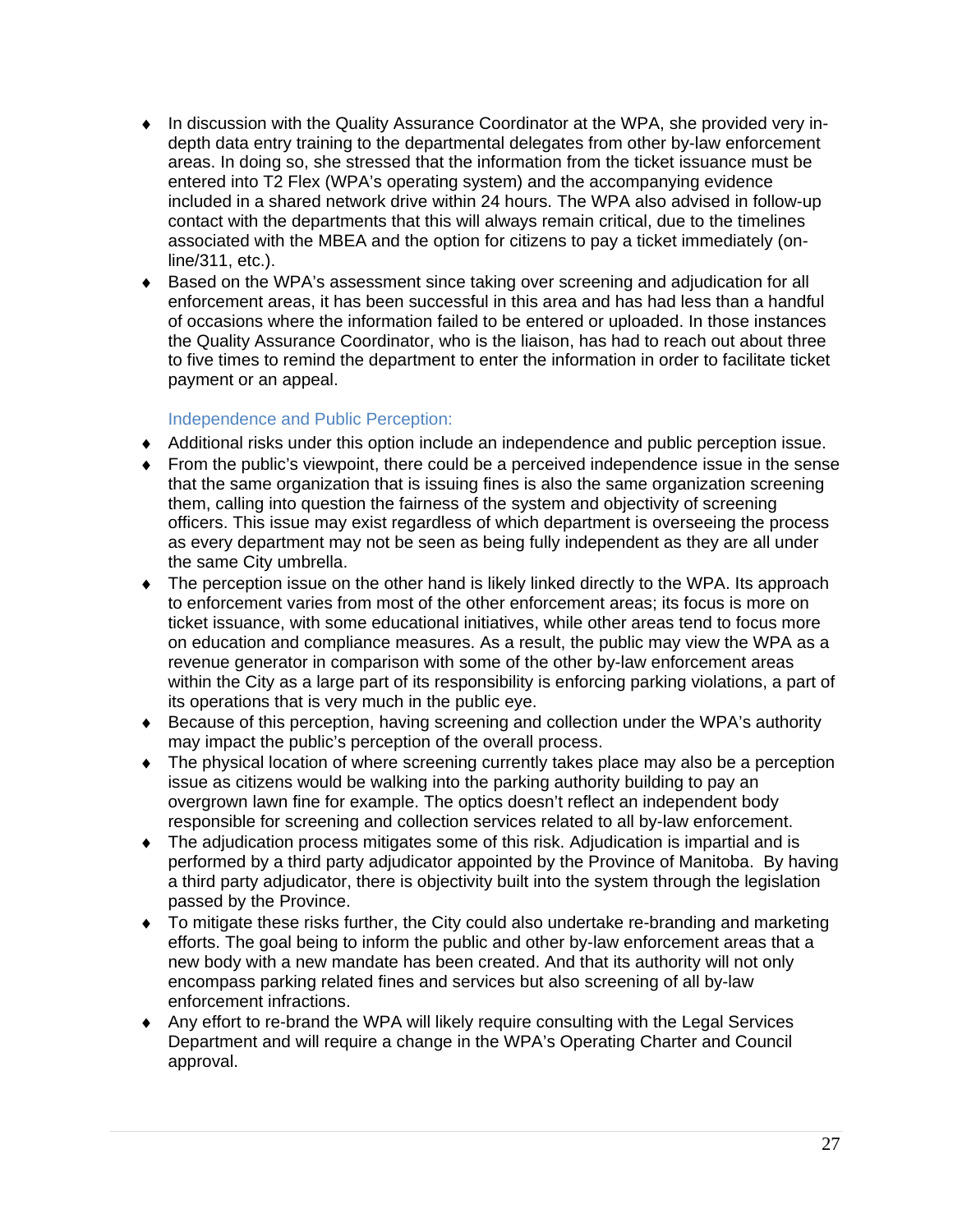- In discussion with the Quality Assurance Coordinator at the WPA, she provided very in-depth data entry training to the departmental delegates from other by-law enforcement areas. In doing so, she stressed that the information from the ticket issuance must be entered into T2 Flex (WPA's operating system) and the accompanying evidence included in a shared network drive within 24 hours. The WPA also advised in follow-up contact with the departments that this will always remain critical, due to the timelines associated with the MBEA and the option for citizens to pay a ticket immediately (on-line/311, etc.).
- Based on the WPA's assessment since taking over screening and adjudication for all enforcement areas, it has been successful in this area and has had less than a handful of occasions where the information failed to be entered or uploaded. In those instances the Quality Assurance Coordinator, who is the liaison, has had to reach out about three to five times to remind the department to enter the information in order to facilitate ticket payment or an appeal.

### Independence and Public Perception:

- Additional risks under this option include an independence and public perception issue.
- From the public's viewpoint, there could be a perceived independence issue in the sense that the same organization that is issuing fines is also the same organization screening them, calling into question the fairness of the system and objectivity of screening officers. This issue may exist regardless of which department is overseeing the process as every department may not be seen as being fully independent as they are all under the same City umbrella.
- The perception issue on the other hand is likely linked directly to the WPA. Its approach to enforcement varies from most of the other enforcement areas; its focus is more on ticket issuance, with some educational initiatives, while other areas tend to focus more on education and compliance measures. As a result, the public may view the WPA as a revenue generator in comparison with some of the other by-law enforcement areas within the City as a large part of its responsibility is enforcing parking violations, a part of its operations that is very much in the public eye.
- Because of this perception, having screening and collection under the WPA's authority may impact the public's perception of the overall process.
- The physical location of where screening currently takes place may also be a perception issue as citizens would be walking into the parking authority building to pay an overgrown lawn fine for example. The optics doesn't reflect an independent body responsible for screening and collection services related to all by-law enforcement.
- The adjudication process mitigates some of this risk. Adjudication is impartial and is performed by a third party adjudicator appointed by the Province of Manitoba. By having a third party adjudicator, there is objectivity built into the system through the legislation passed by the Province.
- To mitigate these risks further, the City could also undertake re-branding and marketing efforts. The goal being to inform the public and other by-law enforcement areas that a new body with a new mandate has been created. And that its authority will not only encompass parking related fines and services but also screening of all by-law enforcement infractions.
- Any effort to re-brand the WPA will likely require consulting with the Legal Services Department and will require a change in the WPA's Operating Charter and Council approval.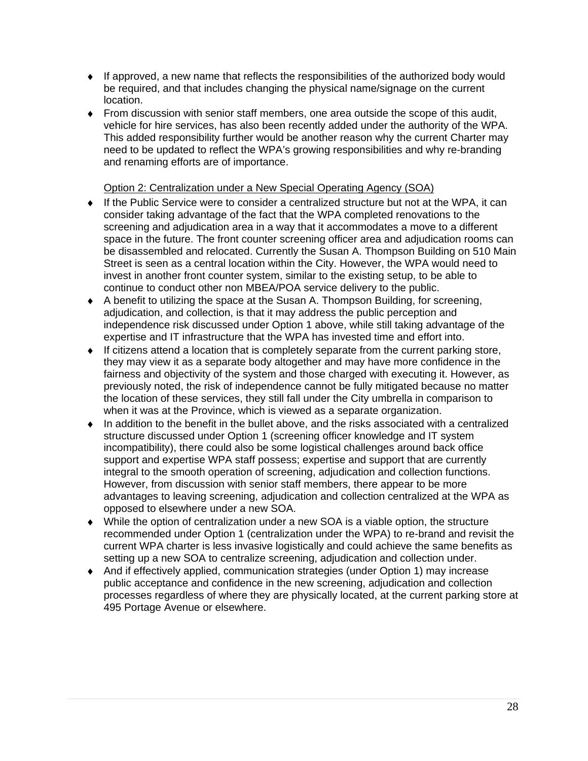- If approved, a new name that reflects the responsibilities of the authorized body would be required, and that includes changing the physical name/signage on the current location.
- From discussion with senior staff members, one area outside the scope of this audit, vehicle for hire services, has also been recently added under the authority of the WPA. This added responsibility further would be another reason why the current Charter may need to be updated to reflect the WPA's growing responsibilities and why re-branding and renaming efforts are of importance.

<u>Option 2: Centralization under a New Special Operating Agency (SOA)</u>

- If the Public Service were to consider a centralized structure but not at the WPA, it can consider taking advantage of the fact that the WPA completed renovations to the screening and adjudication area in a way that it accommodates a move to a different space in the future. The front counter screening officer area and adjudication rooms can be disassembled and relocated. Currently the Susan A. Thompson Building on 510 Main Street is seen as a central location within the City. However, the WPA would need to invest in another front counter system, similar to the existing setup, to be able to continue to conduct other non MBEA/POA service delivery to the public.
- A benefit to utilizing the space at the Susan A. Thompson Building, for screening, adjudication, and collection, is that it may address the public perception and independence risk discussed under Option 1 above, while still taking advantage of the expertise and IT infrastructure that the WPA has invested time and effort into.
- If citizens attend a location that is completely separate from the current parking store, they may view it as a separate body altogether and may have more confidence in the fairness and objectivity of the system and those charged with executing it. However, as previously noted, the risk of independence cannot be fully mitigated because no matter the location of these services, they still fall under the City umbrella in comparison to when it was at the Province, which is viewed as a separate organization.
- In addition to the benefit in the bullet above, and the risks associated with a centralized structure discussed under Option 1 (screening officer knowledge and IT system incompatibility), there could also be some logistical challenges around back office support and expertise WPA staff possess; expertise and support that are currently integral to the smooth operation of screening, adjudication and collection functions. However, from discussion with senior staff members, there appear to be more advantages to leaving screening, adjudication and collection centralized at the WPA as opposed to elsewhere under a new SOA.
- While the option of centralization under a new SOA is a viable option, the structure recommended under Option 1 (centralization under the WPA) to re-brand and revisit the current WPA charter is less invasive logistically and could achieve the same benefits as setting up a new SOA to centralize screening, adjudication and collection under.
- And if effectively applied, communication strategies (under Option 1) may increase public acceptance and confidence in the new screening, adjudication and collection processes regardless of where they are physically located, at the current parking store at 495 Portage Avenue or elsewhere.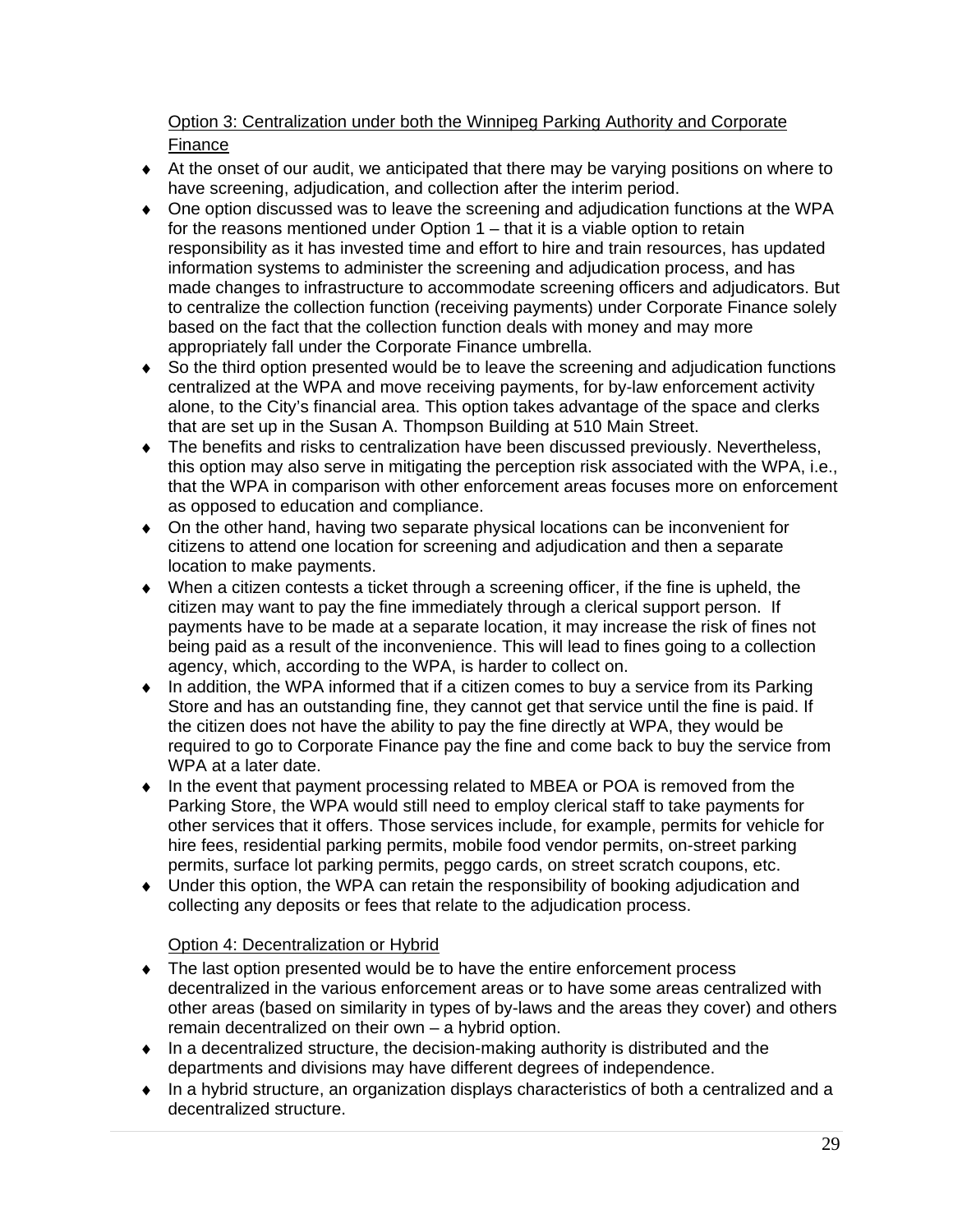Option 3: Centralization under both the Winnipeg Parking Authority and Corporate Finance

- At the onset of our audit, we anticipated that there may be varying positions on where to have screening, adjudication, and collection after the interim period.
- One option discussed was to leave the screening and adjudication functions at the WPA for the reasons mentioned under Option 1 – that it is a viable option to retain responsibility as it has invested time and effort to hire and train resources, has updated information systems to administer the screening and adjudication process, and has made changes to infrastructure to accommodate screening officers and adjudicators. But to centralize the collection function (receiving payments) under Corporate Finance solely based on the fact that the collection function deals with money and may more appropriately fall under the Corporate Finance umbrella.
- So the third option presented would be to leave the screening and adjudication functions centralized at the WPA and move receiving payments, for by-law enforcement activity alone, to the City's financial area. This option takes advantage of the space and clerks that are set up in the Susan A. Thompson Building at 510 Main Street.
- The benefits and risks to centralization have been discussed previously. Nevertheless, this option may also serve in mitigating the perception risk associated with the WPA, i.e., that the WPA in comparison with other enforcement areas focuses more on enforcement as opposed to education and compliance.
- On the other hand, having two separate physical locations can be inconvenient for citizens to attend one location for screening and adjudication and then a separate location to make payments.
- When a citizen contests a ticket through a screening officer, if the fine is upheld, the citizen may want to pay the fine immediately through a clerical support person. If payments have to be made at a separate location, it may increase the risk of fines not being paid as a result of the inconvenience. This will lead to fines going to a collection agency, which, according to the WPA, is harder to collect on.
- In addition, the WPA informed that if a citizen comes to buy a service from its Parking Store and has an outstanding fine, they cannot get that service until the fine is paid. If the citizen does not have the ability to pay the fine directly at WPA, they would be required to go to Corporate Finance pay the fine and come back to buy the service from WPA at a later date.
- In the event that payment processing related to MBEA or POA is removed from the Parking Store, the WPA would still need to employ clerical staff to take payments for other services that it offers. Those services include, for example, permits for vehicle for hire fees, residential parking permits, mobile food vendor permits, on-street parking permits, surface lot parking permits, peggo cards, on street scratch coupons, etc.
- Under this option, the WPA can retain the responsibility of booking adjudication and collecting any deposits or fees that relate to the adjudication process.

Option 4: Decentralization or Hybrid

- The last option presented would be to have the entire enforcement process decentralized in the various enforcement areas or to have some areas centralized with other areas (based on similarity in types of by-laws and the areas they cover) and others remain decentralized on their own – a hybrid option.
- In a decentralized structure, the decision-making authority is distributed and the departments and divisions may have different degrees of independence.
- In a hybrid structure, an organization displays characteristics of both a centralized and a decentralized structure.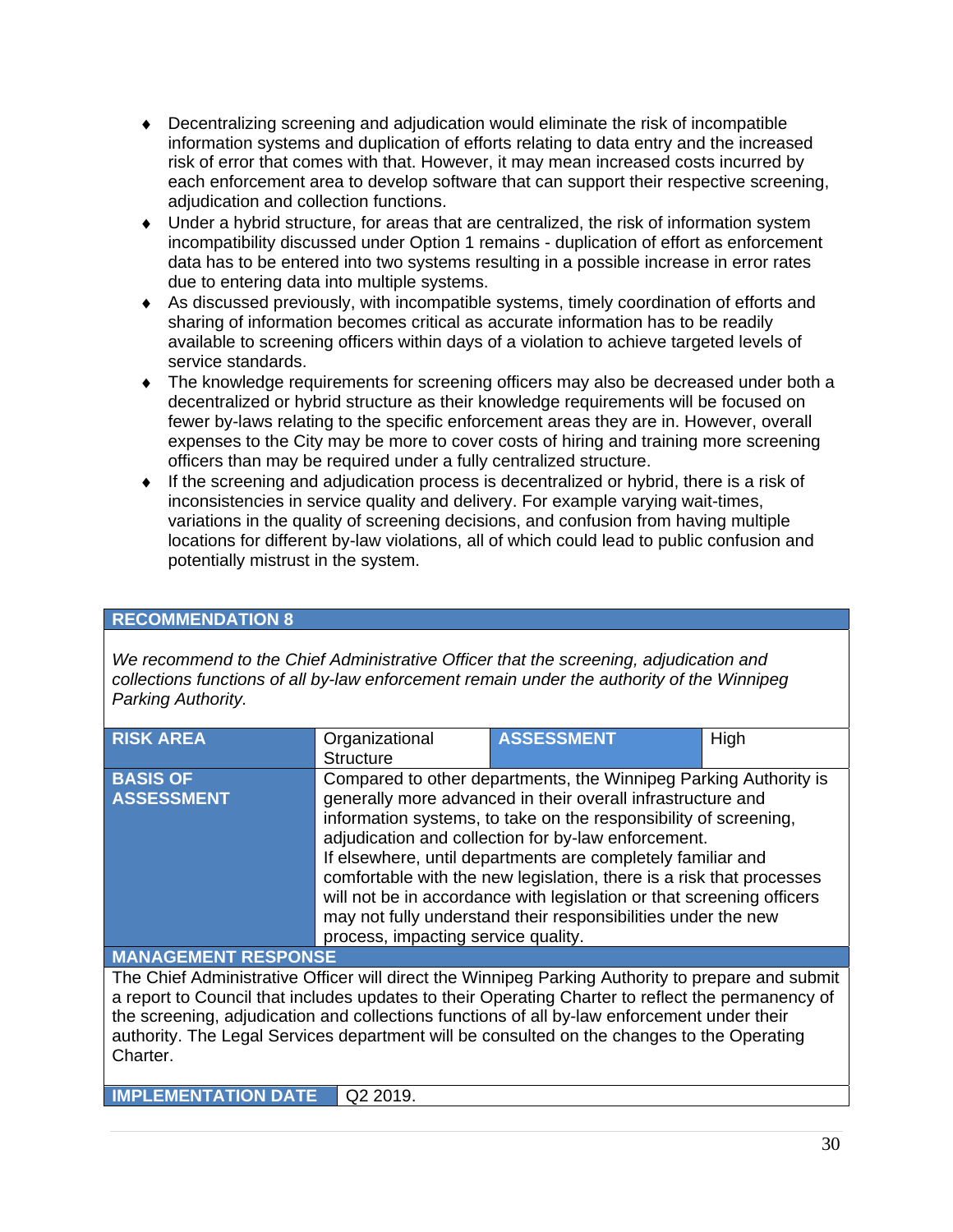- Decentralizing screening and adjudication would eliminate the risk of incompatible information systems and duplication of efforts relating to data entry and the increased risk of error that comes with that. However, it may mean increased costs incurred by each enforcement area to develop software that can support their respective screening, adjudication and collection functions.
- Under a hybrid structure, for areas that are centralized, the risk of information system incompatibility discussed under Option 1 remains - duplication of effort as enforcement data has to be entered into two systems resulting in a possible increase in error rates due to entering data into multiple systems.
- As discussed previously, with incompatible systems, timely coordination of efforts and sharing of information becomes critical as accurate information has to be readily available to screening officers within days of a violation to achieve targeted levels of service standards.
- The knowledge requirements for screening officers may also be decreased under both a decentralized or hybrid structure as their knowledge requirements will be focused on fewer by-laws relating to the specific enforcement areas they are in. However, overall expenses to the City may be more to cover costs of hiring and training more screening officers than may be required under a fully centralized structure.
- If the screening and adjudication process is decentralized or hybrid, there is a risk of inconsistencies in service quality and delivery. For example varying wait-times, variations in the quality of screening decisions, and confusion from having multiple locations for different by-law violations, all of which could lead to public confusion and potentially mistrust in the system.

| **RECOMMENDATION 8** | | | |
|---|---|---|---|
| *We recommend to the Chief Administrative Officer that the screening, adjudication and collections functions of all by-law enforcement remain under the authority of the Winnipeg Parking Authority.* | | | |
| **RISK AREA** | Organizational Structure | **ASSESSMENT** | High |
| **BASIS OF ASSESSMENT** | Compared to other departments, the Winnipeg Parking Authority is generally more advanced in their overall infrastructure and information systems, to take on the responsibility of screening, adjudication and collection for by-law enforcement. If elsewhere, until departments are completely familiar and comfortable with the new legislation, there is a risk that processes will not be in accordance with legislation or that screening officers may not fully understand their responsibilities under the new process, impacting service quality. | | |
| **MANAGEMENT RESPONSE** | | | |
| The Chief Administrative Officer will direct the Winnipeg Parking Authority to prepare and submit a report to Council that includes updates to their Operating Charter to reflect the permanency of the screening, adjudication and collections functions of all by-law enforcement under their authority. The Legal Services department will be consulted on the changes to the Operating Charter. | | | |
| **IMPLEMENTATION DATE** | Q2 2019. | | |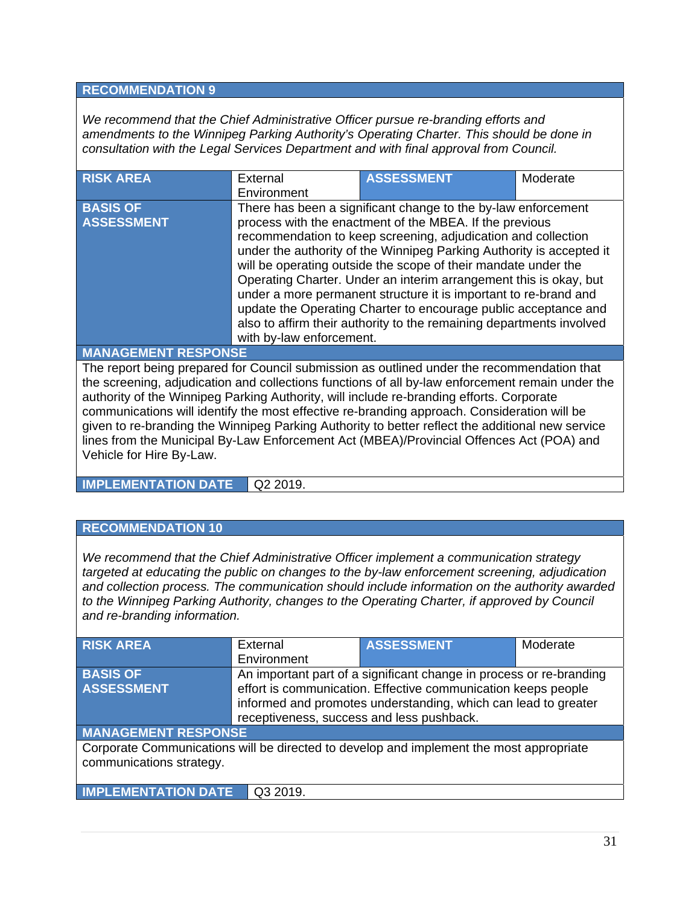## RECOMMENDATION 9

*We recommend that the Chief Administrative Officer pursue re-branding efforts and amendments to the Winnipeg Parking Authority's Operating Charter. This should be done in consultation with the Legal Services Department and with final approval from Council.*

| **RISK AREA** | External Environment | **ASSESSMENT** | Moderate |
|---|---|---|---|
| **BASIS OF ASSESSMENT** | There has been a significant change to the by-law enforcement process with the enactment of the MBEA. If the previous recommendation to keep screening, adjudication and collection under the authority of the Winnipeg Parking Authority is accepted it will be operating outside the scope of their mandate under the Operating Charter. Under an interim arrangement this is okay, but under a more permanent structure it is important to re-brand and update the Operating Charter to encourage public acceptance and also to affirm their authority to the remaining departments involved with by-law enforcement. | | |

**MANAGEMENT RESPONSE**

The report being prepared for Council submission as outlined under the recommendation that the screening, adjudication and collections functions of all by-law enforcement remain under the authority of the Winnipeg Parking Authority, will include re-branding efforts. Corporate communications will identify the most effective re-branding approach. Consideration will be given to re-branding the Winnipeg Parking Authority to better reflect the additional new service lines from the Municipal By-Law Enforcement Act (MBEA)/Provincial Offences Act (POA) and Vehicle for Hire By-Law.

**IMPLEMENTATION DATE** Q2 2019.

## RECOMMENDATION 10

*We recommend that the Chief Administrative Officer implement a communication strategy targeted at educating the public on changes to the by-law enforcement screening, adjudication and collection process. The communication should include information on the authority awarded to the Winnipeg Parking Authority, changes to the Operating Charter, if approved by Council and re-branding information.*

| **RISK AREA** | External Environment | **ASSESSMENT** | Moderate |
|---|---|---|---|
| **BASIS OF ASSESSMENT** | An important part of a significant change in process or re-branding effort is communication. Effective communication keeps people informed and promotes understanding, which can lead to greater receptiveness, success and less pushback. | | |

**MANAGEMENT RESPONSE**

Corporate Communications will be directed to develop and implement the most appropriate communications strategy.

**IMPLEMENTATION DATE** Q3 2019.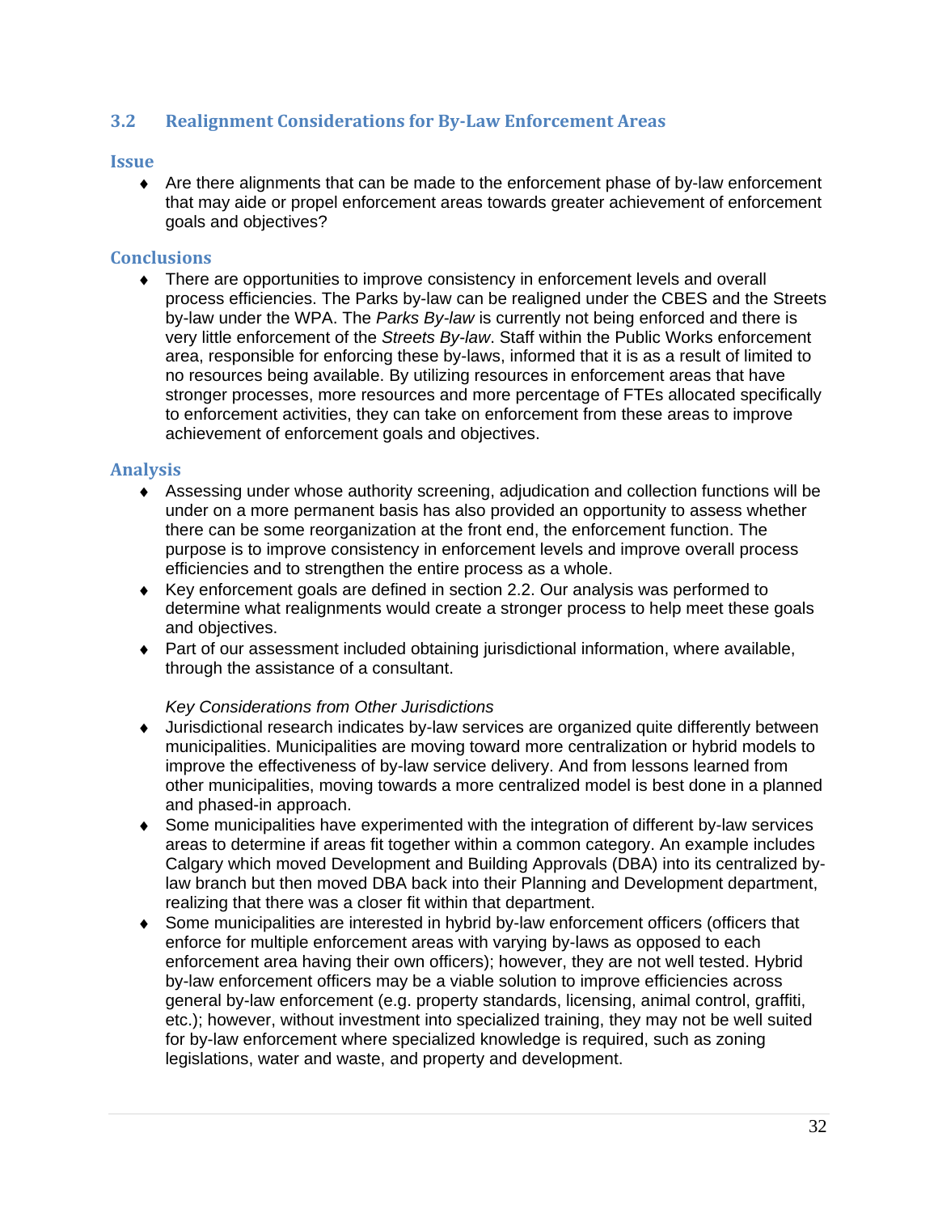## 3.2 Realignment Considerations for By-Law Enforcement Areas

### Issue

- Are there alignments that can be made to the enforcement phase of by-law enforcement that may aide or propel enforcement areas towards greater achievement of enforcement goals and objectives?

### Conclusions

- There are opportunities to improve consistency in enforcement levels and overall process efficiencies. The Parks by-law can be realigned under the CBES and the Streets by-law under the WPA. The *Parks By-law* is currently not being enforced and there is very little enforcement of the *Streets By-law*. Staff within the Public Works enforcement area, responsible for enforcing these by-laws, informed that it is as a result of limited to no resources being available. By utilizing resources in enforcement areas that have stronger processes, more resources and more percentage of FTEs allocated specifically to enforcement activities, they can take on enforcement from these areas to improve achievement of enforcement goals and objectives.

### Analysis

- Assessing under whose authority screening, adjudication and collection functions will be under on a more permanent basis has also provided an opportunity to assess whether there can be some reorganization at the front end, the enforcement function. The purpose is to improve consistency in enforcement levels and improve overall process efficiencies and to strengthen the entire process as a whole.
- Key enforcement goals are defined in section 2.2. Our analysis was performed to determine what realignments would create a stronger process to help meet these goals and objectives.
- Part of our assessment included obtaining jurisdictional information, where available, through the assistance of a consultant.

*Key Considerations from Other Jurisdictions*

- Jurisdictional research indicates by-law services are organized quite differently between municipalities. Municipalities are moving toward more centralization or hybrid models to improve the effectiveness of by-law service delivery. And from lessons learned from other municipalities, moving towards a more centralized model is best done in a planned and phased-in approach.
- Some municipalities have experimented with the integration of different by-law services areas to determine if areas fit together within a common category. An example includes Calgary which moved Development and Building Approvals (DBA) into its centralized by-law branch but then moved DBA back into their Planning and Development department, realizing that there was a closer fit within that department.
- Some municipalities are interested in hybrid by-law enforcement officers (officers that enforce for multiple enforcement areas with varying by-laws as opposed to each enforcement area having their own officers); however, they are not well tested. Hybrid by-law enforcement officers may be a viable solution to improve efficiencies across general by-law enforcement (e.g. property standards, licensing, animal control, graffiti, etc.); however, without investment into specialized training, they may not be well suited for by-law enforcement where specialized knowledge is required, such as zoning legislations, water and waste, and property and development.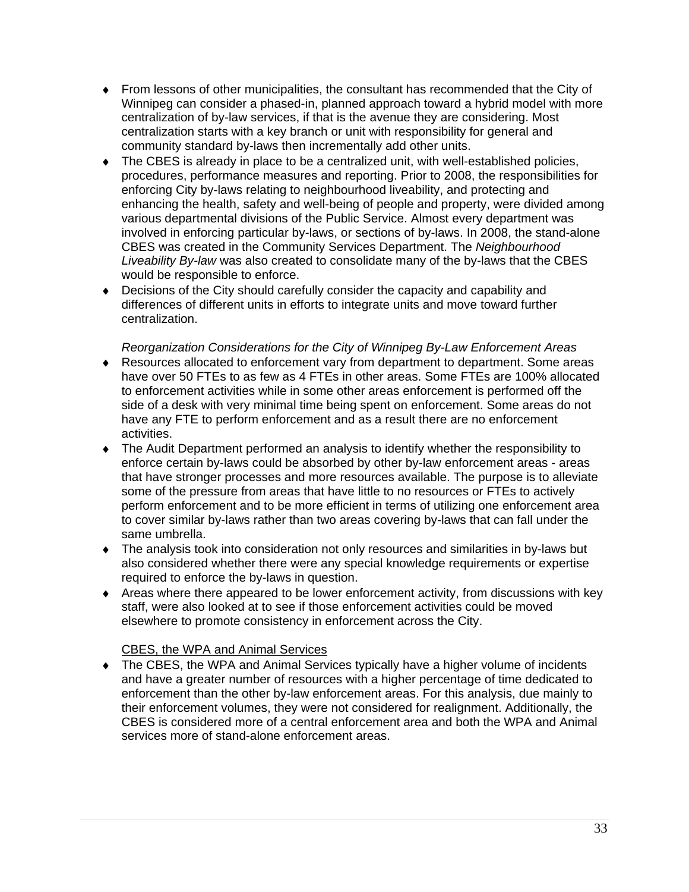- From lessons of other municipalities, the consultant has recommended that the City of Winnipeg can consider a phased-in, planned approach toward a hybrid model with more centralization of by-law services, if that is the avenue they are considering. Most centralization starts with a key branch or unit with responsibility for general and community standard by-laws then incrementally add other units.
- The CBES is already in place to be a centralized unit, with well-established policies, procedures, performance measures and reporting. Prior to 2008, the responsibilities for enforcing City by-laws relating to neighbourhood liveability, and protecting and enhancing the health, safety and well-being of people and property, were divided among various departmental divisions of the Public Service. Almost every department was involved in enforcing particular by-laws, or sections of by-laws. In 2008, the stand-alone CBES was created in the Community Services Department. The *Neighbourhood Liveability By-law* was also created to consolidate many of the by-laws that the CBES would be responsible to enforce.
- Decisions of the City should carefully consider the capacity and capability and differences of different units in efforts to integrate units and move toward further centralization.

*Reorganization Considerations for the City of Winnipeg By-Law Enforcement Areas*

- Resources allocated to enforcement vary from department to department. Some areas have over 50 FTEs to as few as 4 FTEs in other areas. Some FTEs are 100% allocated to enforcement activities while in some other areas enforcement is performed off the side of a desk with very minimal time being spent on enforcement. Some areas do not have any FTE to perform enforcement and as a result there are no enforcement activities.
- The Audit Department performed an analysis to identify whether the responsibility to enforce certain by-laws could be absorbed by other by-law enforcement areas - areas that have stronger processes and more resources available. The purpose is to alleviate some of the pressure from areas that have little to no resources or FTEs to actively perform enforcement and to be more efficient in terms of utilizing one enforcement area to cover similar by-laws rather than two areas covering by-laws that can fall under the same umbrella.
- The analysis took into consideration not only resources and similarities in by-laws but also considered whether there were any special knowledge requirements or expertise required to enforce the by-laws in question.
- Areas where there appeared to be lower enforcement activity, from discussions with key staff, were also looked at to see if those enforcement activities could be moved elsewhere to promote consistency in enforcement across the City.

CBES, the WPA and Animal Services

- The CBES, the WPA and Animal Services typically have a higher volume of incidents and have a greater number of resources with a higher percentage of time dedicated to enforcement than the other by-law enforcement areas. For this analysis, due mainly to their enforcement volumes, they were not considered for realignment. Additionally, the CBES is considered more of a central enforcement area and both the WPA and Animal services more of stand-alone enforcement areas.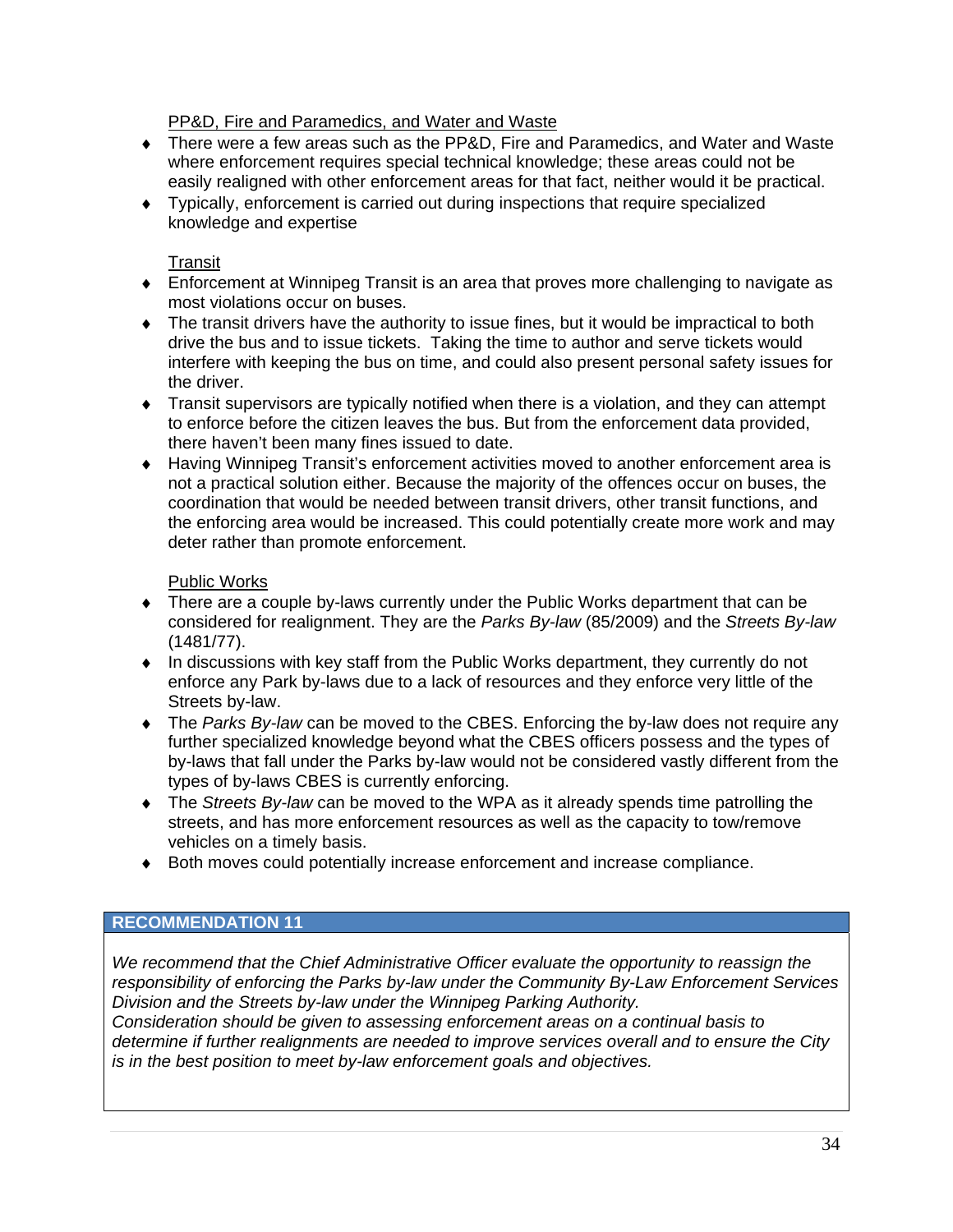PP&D, Fire and Paramedics, and Water and Waste

- There were a few areas such as the PP&D, Fire and Paramedics, and Water and Waste where enforcement requires special technical knowledge; these areas could not be easily realigned with other enforcement areas for that fact, neither would it be practical.
- Typically, enforcement is carried out during inspections that require specialized knowledge and expertise

Transit

- Enforcement at Winnipeg Transit is an area that proves more challenging to navigate as most violations occur on buses.
- The transit drivers have the authority to issue fines, but it would be impractical to both drive the bus and to issue tickets. Taking the time to author and serve tickets would interfere with keeping the bus on time, and could also present personal safety issues for the driver.
- Transit supervisors are typically notified when there is a violation, and they can attempt to enforce before the citizen leaves the bus. But from the enforcement data provided, there haven't been many fines issued to date.
- Having Winnipeg Transit's enforcement activities moved to another enforcement area is not a practical solution either. Because the majority of the offences occur on buses, the coordination that would be needed between transit drivers, other transit functions, and the enforcing area would be increased. This could potentially create more work and may deter rather than promote enforcement.

Public Works

- There are a couple by-laws currently under the Public Works department that can be considered for realignment. They are the *Parks By-law* (85/2009) and the *Streets By-law* (1481/77).
- In discussions with key staff from the Public Works department, they currently do not enforce any Park by-laws due to a lack of resources and they enforce very little of the Streets by-law.
- The *Parks By-law* can be moved to the CBES. Enforcing the by-law does not require any further specialized knowledge beyond what the CBES officers possess and the types of by-laws that fall under the Parks by-law would not be considered vastly different from the types of by-laws CBES is currently enforcing.
- The *Streets By-law* can be moved to the WPA as it already spends time patrolling the streets, and has more enforcement resources as well as the capacity to tow/remove vehicles on a timely basis.
- Both moves could potentially increase enforcement and increase compliance.

**RECOMMENDATION 11**

*We recommend that the Chief Administrative Officer evaluate the opportunity to reassign the responsibility of enforcing the Parks by-law under the Community By-Law Enforcement Services Division and the Streets by-law under the Winnipeg Parking Authority.*

*Consideration should be given to assessing enforcement areas on a continual basis to determine if further realignments are needed to improve services overall and to ensure the City is in the best position to meet by-law enforcement goals and objectives.*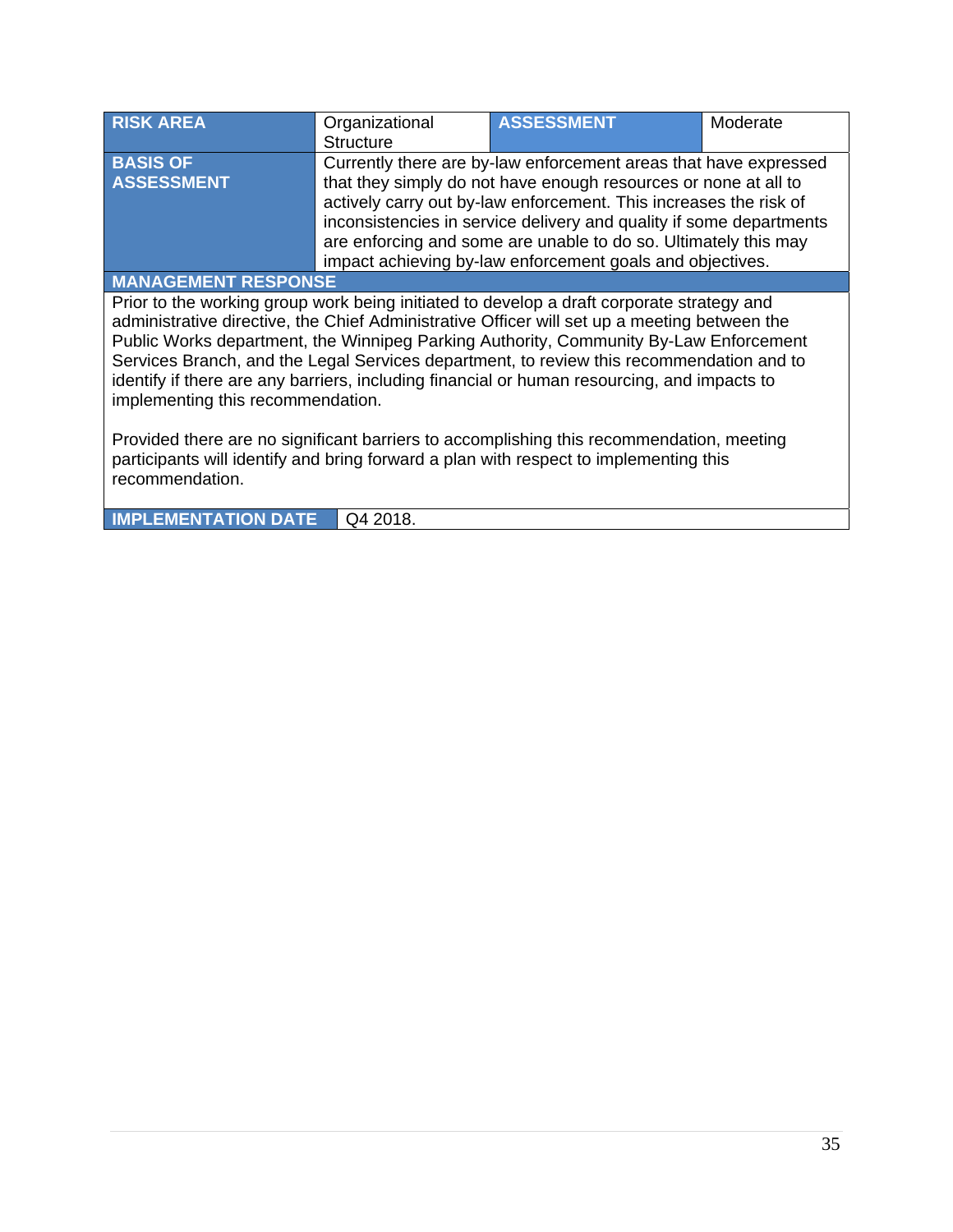| **RISK AREA** | Organizational Structure | **ASSESSMENT** | Moderate |
|---|---|---|---|
| **BASIS OF ASSESSMENT** | Currently there are by-law enforcement areas that have expressed that they simply do not have enough resources or none at all to actively carry out by-law enforcement. This increases the risk of inconsistencies in service delivery and quality if some departments are enforcing and some are unable to do so. Ultimately this may impact achieving by-law enforcement goals and objectives. | | |

**MANAGEMENT RESPONSE**

Prior to the working group work being initiated to develop a draft corporate strategy and administrative directive, the Chief Administrative Officer will set up a meeting between the Public Works department, the Winnipeg Parking Authority, Community By-Law Enforcement Services Branch, and the Legal Services department, to review this recommendation and to identify if there are any barriers, including financial or human resourcing, and impacts to implementing this recommendation.

Provided there are no significant barriers to accomplishing this recommendation, meeting participants will identify and bring forward a plan with respect to implementing this recommendation.

| **IMPLEMENTATION DATE** | Q4 2018. |
|---|---|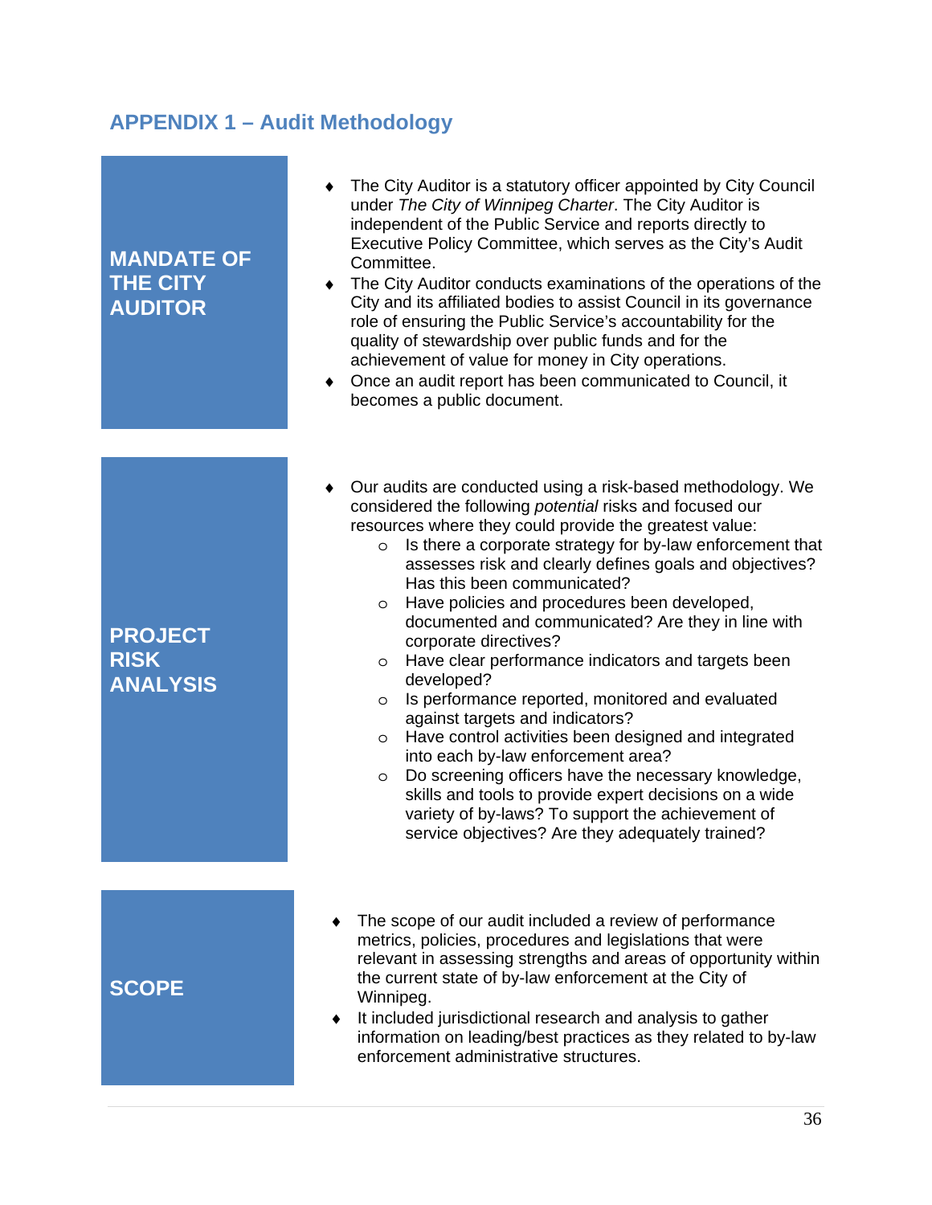## APPENDIX 1 – Audit Methodology

### MANDATE OF THE CITY AUDITOR

- The City Auditor is a statutory officer appointed by City Council under *The City of Winnipeg Charter*. The City Auditor is independent of the Public Service and reports directly to Executive Policy Committee, which serves as the City's Audit Committee.
- The City Auditor conducts examinations of the operations of the City and its affiliated bodies to assist Council in its governance role of ensuring the Public Service's accountability for the quality of stewardship over public funds and for the achievement of value for money in City operations.
- Once an audit report has been communicated to Council, it becomes a public document.

### PROJECT RISK ANALYSIS

- Our audits are conducted using a risk-based methodology. We considered the following *potential* risks and focused our resources where they could provide the greatest value:
  - Is there a corporate strategy for by-law enforcement that assesses risk and clearly defines goals and objectives? Has this been communicated?
  - Have policies and procedures been developed, documented and communicated? Are they in line with corporate directives?
  - Have clear performance indicators and targets been developed?
  - Is performance reported, monitored and evaluated against targets and indicators?
  - Have control activities been designed and integrated into each by-law enforcement area?
  - Do screening officers have the necessary knowledge, skills and tools to provide expert decisions on a wide variety of by-laws? To support the achievement of service objectives? Are they adequately trained?

### SCOPE

- The scope of our audit included a review of performance metrics, policies, procedures and legislations that were relevant in assessing strengths and areas of opportunity within the current state of by-law enforcement at the City of Winnipeg.
- It included jurisdictional research and analysis to gather information on leading/best practices as they related to by-law enforcement administrative structures.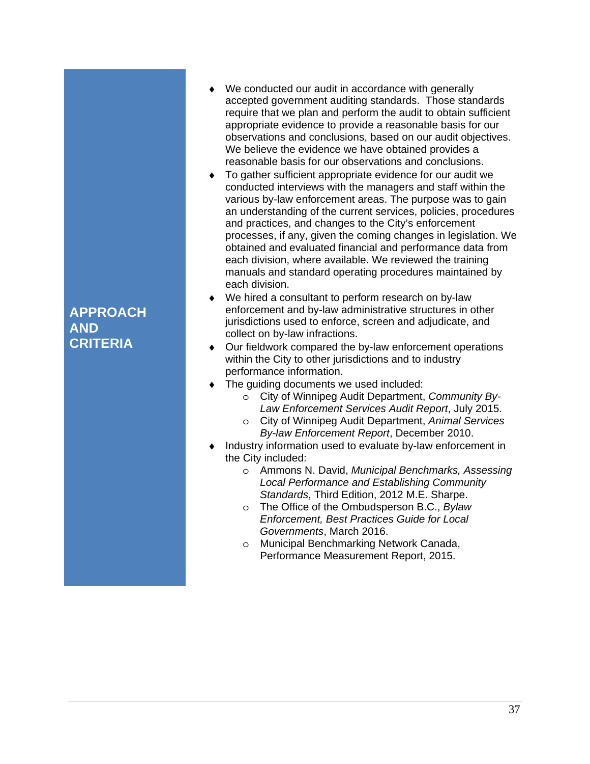## APPROACH AND CRITERIA

- We conducted our audit in accordance with generally accepted government auditing standards. Those standards require that we plan and perform the audit to obtain sufficient appropriate evidence to provide a reasonable basis for our observations and conclusions, based on our audit objectives. We believe the evidence we have obtained provides a reasonable basis for our observations and conclusions.
- To gather sufficient appropriate evidence for our audit we conducted interviews with the managers and staff within the various by-law enforcement areas. The purpose was to gain an understanding of the current services, policies, procedures and practices, and changes to the City's enforcement processes, if any, given the coming changes in legislation. We obtained and evaluated financial and performance data from each division, where available. We reviewed the training manuals and standard operating procedures maintained by each division.
- We hired a consultant to perform research on by-law enforcement and by-law administrative structures in other jurisdictions used to enforce, screen and adjudicate, and collect on by-law infractions.
- Our fieldwork compared the by-law enforcement operations within the City to other jurisdictions and to industry performance information.
- The guiding documents we used included:
  - City of Winnipeg Audit Department, *Community By-Law Enforcement Services Audit Report*, July 2015.
  - City of Winnipeg Audit Department, *Animal Services By-law Enforcement Report*, December 2010.
- Industry information used to evaluate by-law enforcement in the City included:
  - Ammons N. David, *Municipal Benchmarks, Assessing Local Performance and Establishing Community Standards*, Third Edition, 2012 M.E. Sharpe.
  - The Office of the Ombudsperson B.C., *Bylaw Enforcement, Best Practices Guide for Local Governments*, March 2016.
  - Municipal Benchmarking Network Canada, Performance Measurement Report, 2015.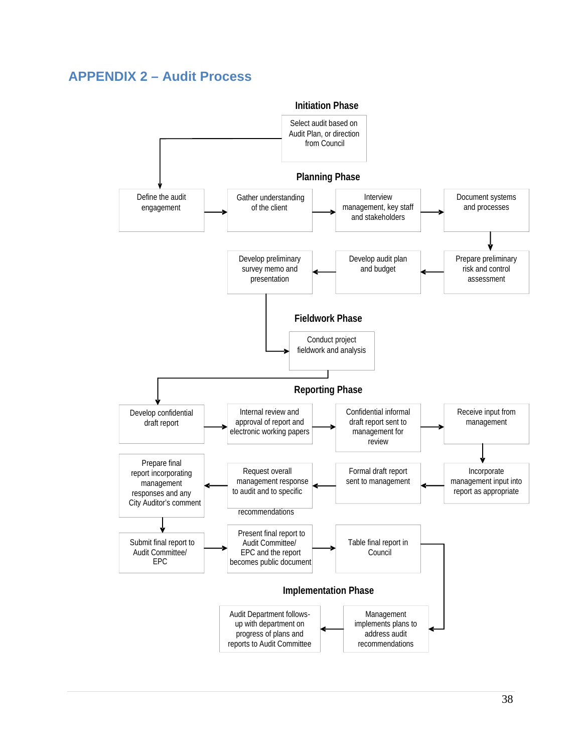## APPENDIX 2 – Audit Process

### Initiation Phase

Select audit based on Audit Plan, or direction from Council

### Planning Phase

Define the audit engagement → Gather understanding of the client → Interview management, key staff and stakeholders → Document systems and processes

↓

Prepare preliminary risk and control assessment → Develop audit plan and budget → Develop preliminary survey memo and presentation

### Fieldwork Phase

Conduct project fieldwork and analysis

### Reporting Phase

Develop confidential draft report → Internal review and approval of report and electronic working papers → Confidential informal draft report sent to management for review → Receive input from management

↓

Incorporate management input into report as appropriate → Formal draft report sent to management → Request overall management response to audit and to specific recommendations → Prepare final report incorporating management responses and any City Auditor's comment

↓

Submit final report to Audit Committee/ EPC → Present final report to Audit Committee/ EPC and the report becomes public document → Table final report in Council

### Implementation Phase

Management implements plans to address audit recommendations → Audit Department follows-up with department on progress of plans and reports to Audit Committee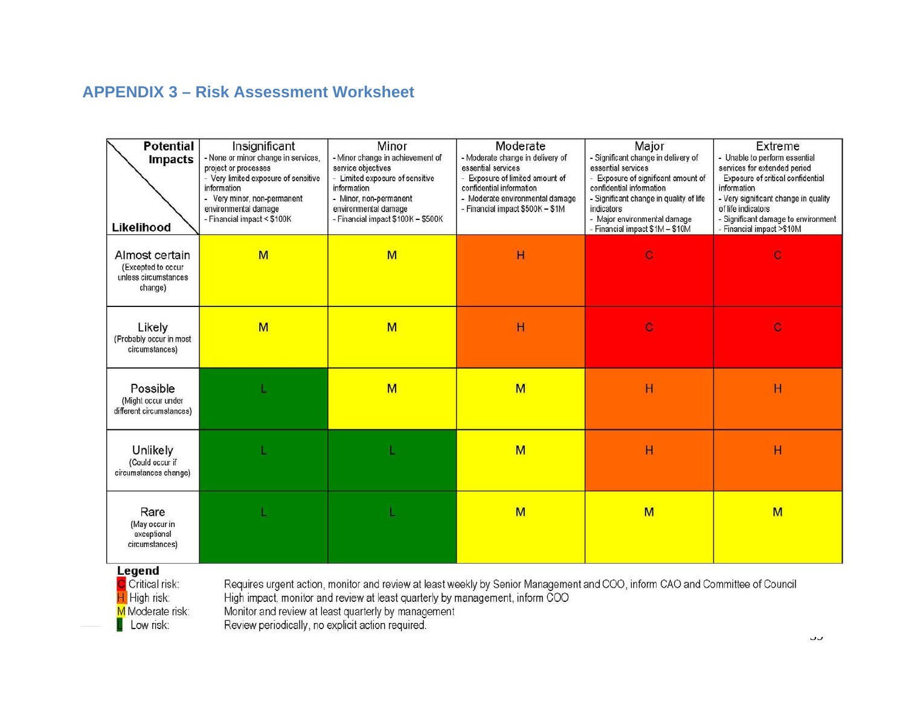## APPENDIX 3 – Risk Assessment Worksheet

| Potential Impacts / Likelihood | Insignificant<br>- None or minor change in services, project or processes<br>- Very limited exposure of sensitive information<br>- Very minor, non-permanent environmental damage<br>- Financial impact < $100K | Minor<br>- Minor change in achievement of service objectives<br>- Limited exposure of sensitive information<br>- Minor, non-permanent environmental damage<br>- Financial impact $100K – $500K | Moderate<br>- Moderate change in delivery of essential services<br>- Exposure of limited amount of confidential information<br>- Moderate environmental damage<br>- Financial impact $500K – $1M | Major<br>- Significant change in delivery of essential services<br>- Exposure of significant amount of confidential information<br>- Significant change in quality of life indicators<br>- Major environmental damage<br>- Financial impact $1M – $10M | Extreme<br>- Unable to perform essential services for extended period<br>Exposure of critical confidential information<br>- Very significant change in quality of life indicators<br>- Significant damage to environment<br>- Financial impact >$10M |
|---|---|---|---|---|---|
| **Almost certain**<br>(Excepted to occur unless circumstances change) | M | M | H | C | C |
| **Likely**<br>(Probably occur in most circumstances) | M | M | H | C | C |
| **Possible**<br>(Might occur under different circumstances) | L | M | M | H | H |
| **Unlikely**<br>(Could occur if circumstances change) | L | L | M | H | H |
| **Rare**<br>(May occur in exceptional circumstances) | L | L | M | M | M |

**Legend**

- C Critical risk: Requires urgent action, monitor and review at least weekly by Senior Management and COO, inform CAO and Committee of Council
- H High risk: High impact, monitor and review at least quarterly by management, inform COO
- M Moderate risk: Monitor and review at least quarterly by management
- L Low risk: Review periodically, no explicit action required.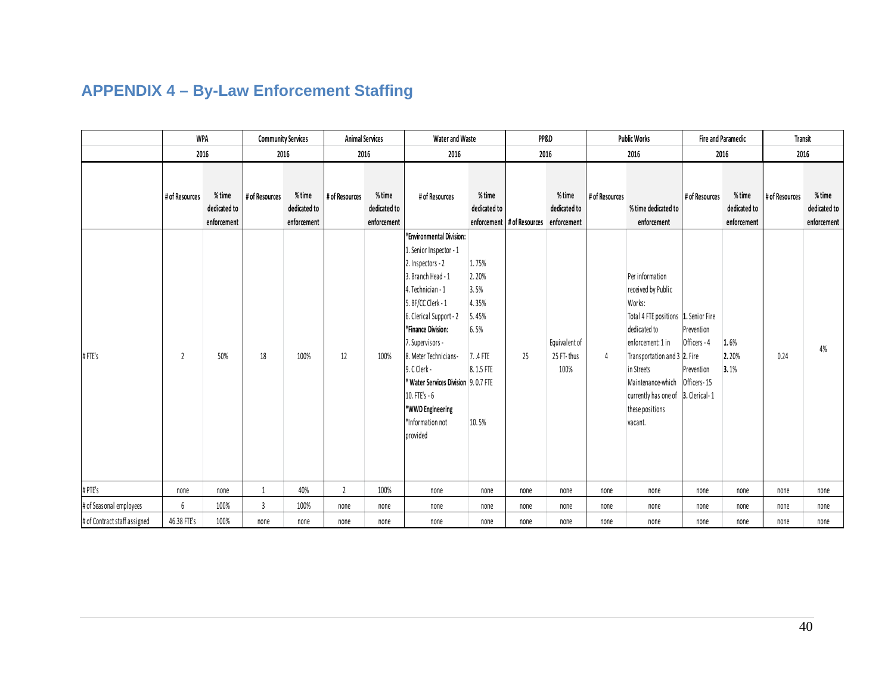## APPENDIX 4 – By-Law Enforcement Staffing

| | WPA | | Community Services | | Animal Services | | Water and Waste | | PP&D | | Public Works | | Fire and Paramedic | | Transit | |
|---|---|---|---|---|---|---|---|---|---|---|---|---|---|---|---|---|
| | 2016 | | 2016 | | 2016 | | 2016 | | 2016 | | 2016 | | 2016 | | 2016 | |
| | # of Resources | % time dedicated to enforcement | # of Resources | % time dedicated to enforcement | # of Resources | % time dedicated to enforcement | # of Resources | % time dedicated to enforcement | # of Resources | % time dedicated to enforcement | # of Resources | % time dedicated to enforcement | # of Resources | % time dedicated to enforcement | # of Resources | % time dedicated to enforcement |
| # FTE's | 2 | 50% | 18 | 100% | 12 | 100% | *Environmental Division:<br>1. Senior Inspector - 1<br>2. Inspectors - 2<br>3. Branch Head - 1<br>4. Technician - 1<br>5. BF/CC Clerk - 1<br>6. Clerical Support - 2<br>*Finance Division:<br>7. Supervisors -<br>8. Meter Technicians-<br>9. C Clerk -<br>* Water Services Division<br>10. FTE's - 6<br>*WWD Engineering<br>*Information not provided | 1. 75%<br>2. 20%<br>3. 5%<br>4. 35%<br>5. 45%<br>6. 5%<br>7. .4 FTE<br>8. 1.5 FTE<br>9. 0.7 FTE<br>10. 5% | 25 | Equivalent of 25 FT- thus 100% | 4 | Per information received by Public Works:<br>Total 4 FTE positions dedicated to enforcement: 1 in Transportation and 3 in Streets Maintenance-which currently has one of these positions vacant. | 1. Senior Fire Prevention Officers - 4<br>2. Fire Prevention Officers- 15<br>3. Clerical- 1 | 1. 6%<br>2. 20%<br>3. 1% | 0.24 | 4% |
| # PTE's | none | none | 1 | 40% | 2 | 100% | none | none | none | none | none | none | none | none | none | none |
| # of Seasonal employees | 6 | 100% | 3 | 100% | none | none | none | none | none | none | none | none | none | none | none | none |
| # of Contract staff assigned | 46.38 FTE's | 100% | none | none | none | none | none | none | none | none | none | none | none | none | none | none |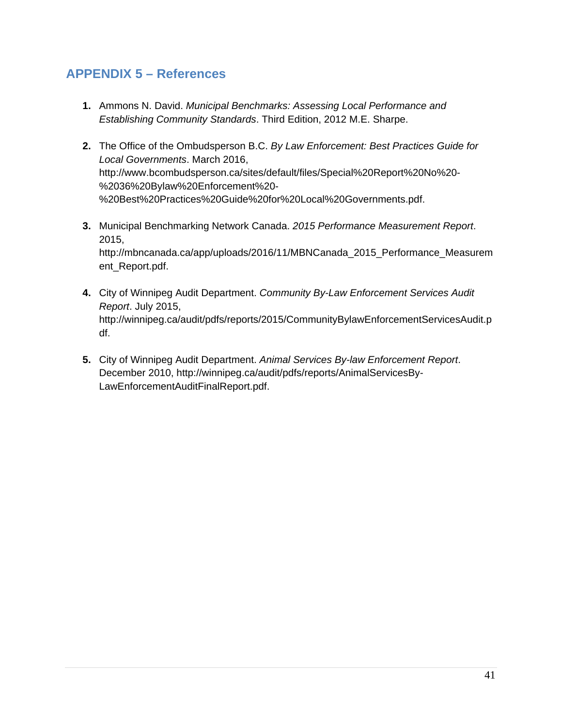## APPENDIX 5 – References

1. Ammons N. David. *Municipal Benchmarks: Assessing Local Performance and Establishing Community Standards*. Third Edition, 2012 M.E. Sharpe.

2. The Office of the Ombudsperson B.C. *By Law Enforcement: Best Practices Guide for Local Governments*. March 2016, http://www.bcombudsperson.ca/sites/default/files/Special%20Report%20No%20-%2036%20Bylaw%20Enforcement%20-%20Best%20Practices%20Guide%20for%20Local%20Governments.pdf.

3. Municipal Benchmarking Network Canada. *2015 Performance Measurement Report*. 2015, http://mbncanada.ca/app/uploads/2016/11/MBNCanada_2015_Performance_Measurement_Report.pdf.

4. City of Winnipeg Audit Department. *Community By-Law Enforcement Services Audit Report*. July 2015, http://winnipeg.ca/audit/pdfs/reports/2015/CommunityBylawEnforcementServicesAudit.pdf.

5. City of Winnipeg Audit Department. *Animal Services By-law Enforcement Report*. December 2010, http://winnipeg.ca/audit/pdfs/reports/AnimalServicesBy-LawEnforcementAuditFinalReport.pdf.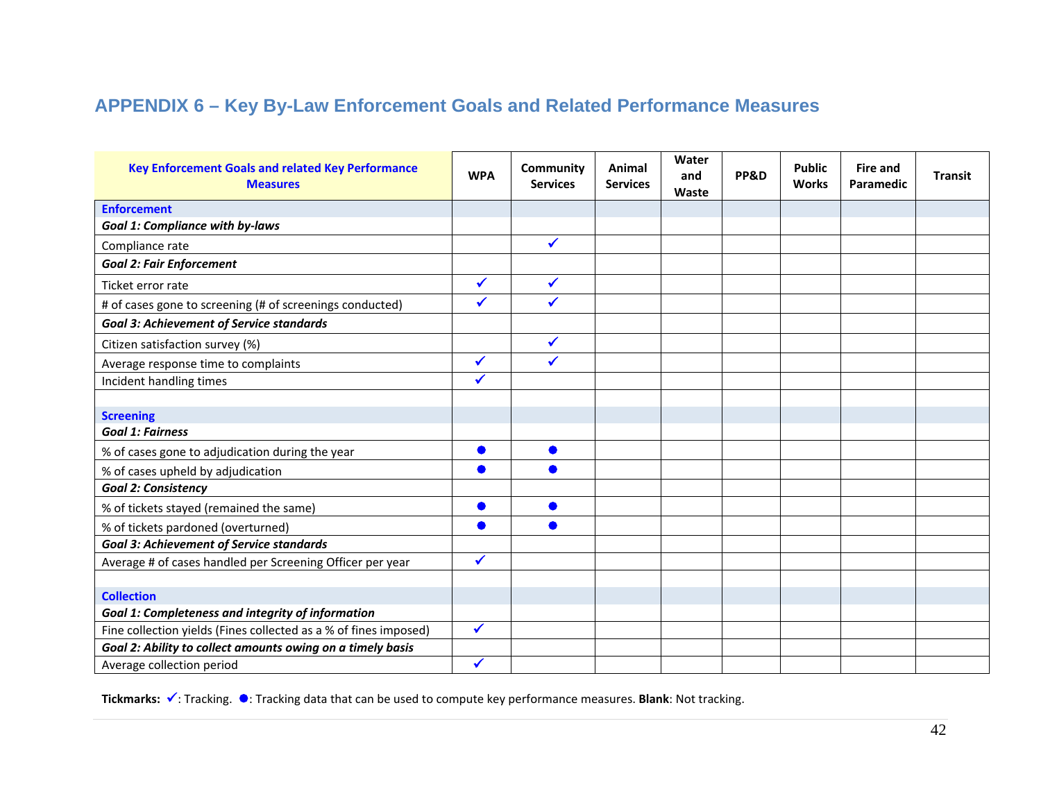## APPENDIX 6 – Key By-Law Enforcement Goals and Related Performance Measures

| Key Enforcement Goals and related Key Performance Measures | WPA | Community Services | Animal Services | Water and Waste | PP&D | Public Works | Fire and Paramedic | Transit |
|---|---|---|---|---|---|---|---|---|
| **Enforcement** | | | | | | | | |
| ***Goal 1: Compliance with by-laws*** | | | | | | | | |
| Compliance rate | | ✓ | | | | | | |
| ***Goal 2: Fair Enforcement*** | | | | | | | | |
| Ticket error rate | ✓ | ✓ | | | | | | |
| # of cases gone to screening (# of screenings conducted) | ✓ | ✓ | | | | | | |
| ***Goal 3: Achievement of Service standards*** | | | | | | | | |
| Citizen satisfaction survey (%) | | ✓ | | | | | | |
| Average response time to complaints | ✓ | ✓ | | | | | | |
| Incident handling times | ✓ | | | | | | | |
| | | | | | | | | |
| **Screening** | | | | | | | | |
| ***Goal 1: Fairness*** | | | | | | | | |
| % of cases gone to adjudication during the year | ● | ● | | | | | | |
| % of cases upheld by adjudication | ● | ● | | | | | | |
| ***Goal 2: Consistency*** | | | | | | | | |
| % of tickets stayed (remained the same) | ● | ● | | | | | | |
| % of tickets pardoned (overturned) | ● | ● | | | | | | |
| ***Goal 3: Achievement of Service standards*** | | | | | | | | |
| Average # of cases handled per Screening Officer per year | ✓ | | | | | | | |
| | | | | | | | | |
| **Collection** | | | | | | | | |
| ***Goal 1: Completeness and integrity of information*** | | | | | | | | |
| Fine collection yields (Fines collected as a % of fines imposed) | ✓ | | | | | | | |
| ***Goal 2: Ability to collect amounts owing on a timely basis*** | | | | | | | | |
| Average collection period | ✓ | | | | | | | |

**Tickmarks:** ✓: Tracking. ●: Tracking data that can be used to compute key performance measures. **Blank**: Not tracking.